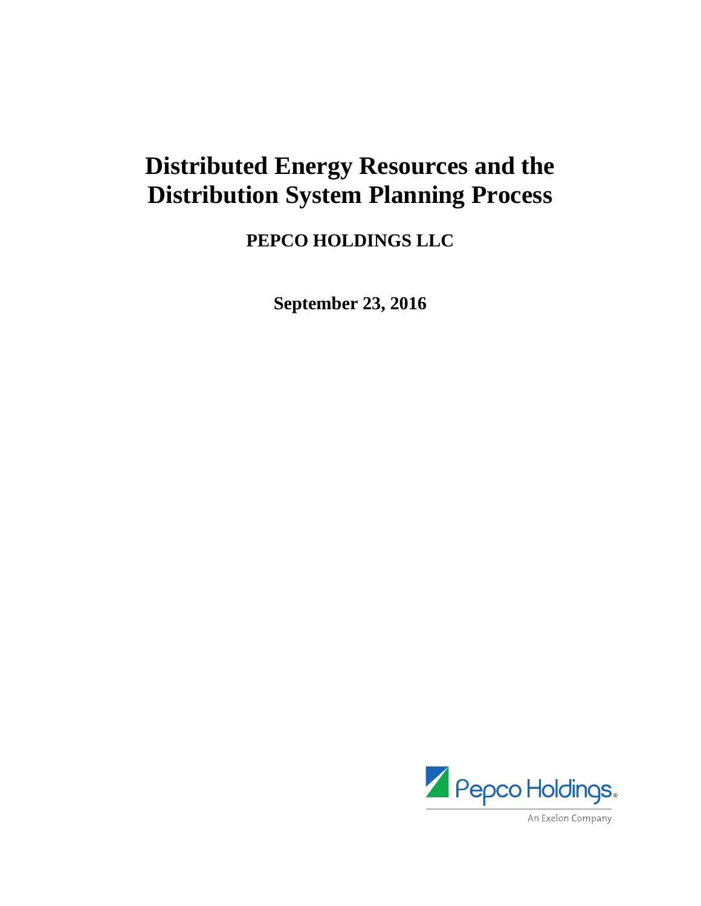# Distributed Energy Resources and the Distribution System Planning Process

**PEPCO HOLDINGS LLC**

**September 23, 2016**

Pepco Holdings

An Exelon Company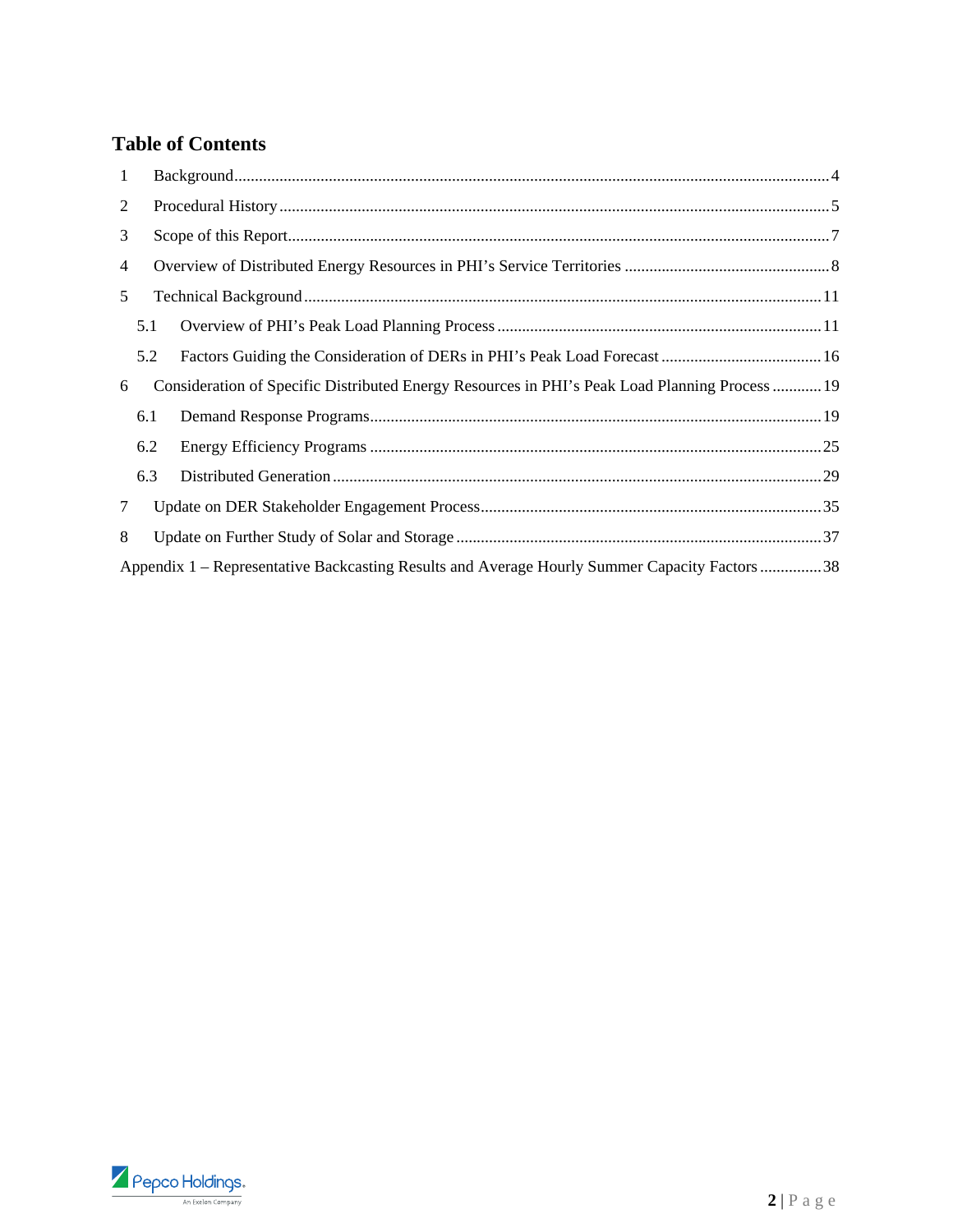# Table of Contents

1 Background ..... 4

2 Procedural History ..... 5

3 Scope of this Report ..... 7

4 Overview of Distributed Energy Resources in PHI's Service Territories ..... 8

5 Technical Background ..... 11

- 5.1 Overview of PHI's Peak Load Planning Process ..... 11
- 5.2 Factors Guiding the Consideration of DERs in PHI's Peak Load Forecast ..... 16

6 Consideration of Specific Distributed Energy Resources in PHI's Peak Load Planning Process ..... 19

- 6.1 Demand Response Programs ..... 19
- 6.2 Energy Efficiency Programs ..... 25
- 6.3 Distributed Generation ..... 29

7 Update on DER Stakeholder Engagement Process ..... 35

8 Update on Further Study of Solar and Storage ..... 37

Appendix 1 – Representative Backcasting Results and Average Hourly Summer Capacity Factors ..... 38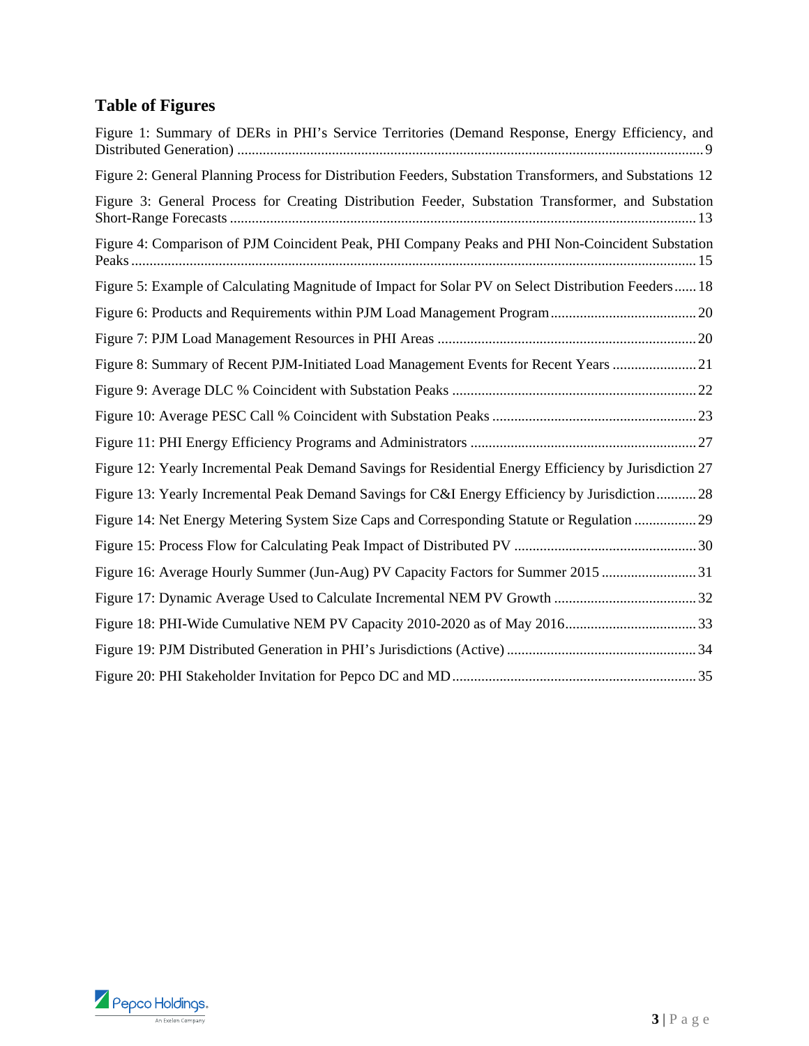## Table of Figures

Figure 1: Summary of DERs in PHI's Service Territories (Demand Response, Energy Efficiency, and Distributed Generation) ........ 9

Figure 2: General Planning Process for Distribution Feeders, Substation Transformers, and Substations 12

Figure 3: General Process for Creating Distribution Feeder, Substation Transformer, and Substation Short-Range Forecasts ........ 13

Figure 4: Comparison of PJM Coincident Peak, PHI Company Peaks and PHI Non-Coincident Substation Peaks ........ 15

Figure 5: Example of Calculating Magnitude of Impact for Solar PV on Select Distribution Feeders ...... 18

Figure 6: Products and Requirements within PJM Load Management Program ........ 20

Figure 7: PJM Load Management Resources in PHI Areas ........ 20

Figure 8: Summary of Recent PJM-Initiated Load Management Events for Recent Years ........ 21

Figure 9: Average DLC % Coincident with Substation Peaks ........ 22

Figure 10: Average PESC Call % Coincident with Substation Peaks ........ 23

Figure 11: PHI Energy Efficiency Programs and Administrators ........ 27

Figure 12: Yearly Incremental Peak Demand Savings for Residential Energy Efficiency by Jurisdiction 27

Figure 13: Yearly Incremental Peak Demand Savings for C&I Energy Efficiency by Jurisdiction ........ 28

Figure 14: Net Energy Metering System Size Caps and Corresponding Statute or Regulation ........ 29

Figure 15: Process Flow for Calculating Peak Impact of Distributed PV ........ 30

Figure 16: Average Hourly Summer (Jun-Aug) PV Capacity Factors for Summer 2015 ........ 31

Figure 17: Dynamic Average Used to Calculate Incremental NEM PV Growth ........ 32

Figure 18: PHI-Wide Cumulative NEM PV Capacity 2010-2020 as of May 2016 ........ 33

Figure 19: PJM Distributed Generation in PHI's Jurisdictions (Active) ........ 34

Figure 20: PHI Stakeholder Invitation for Pepco DC and MD ........ 35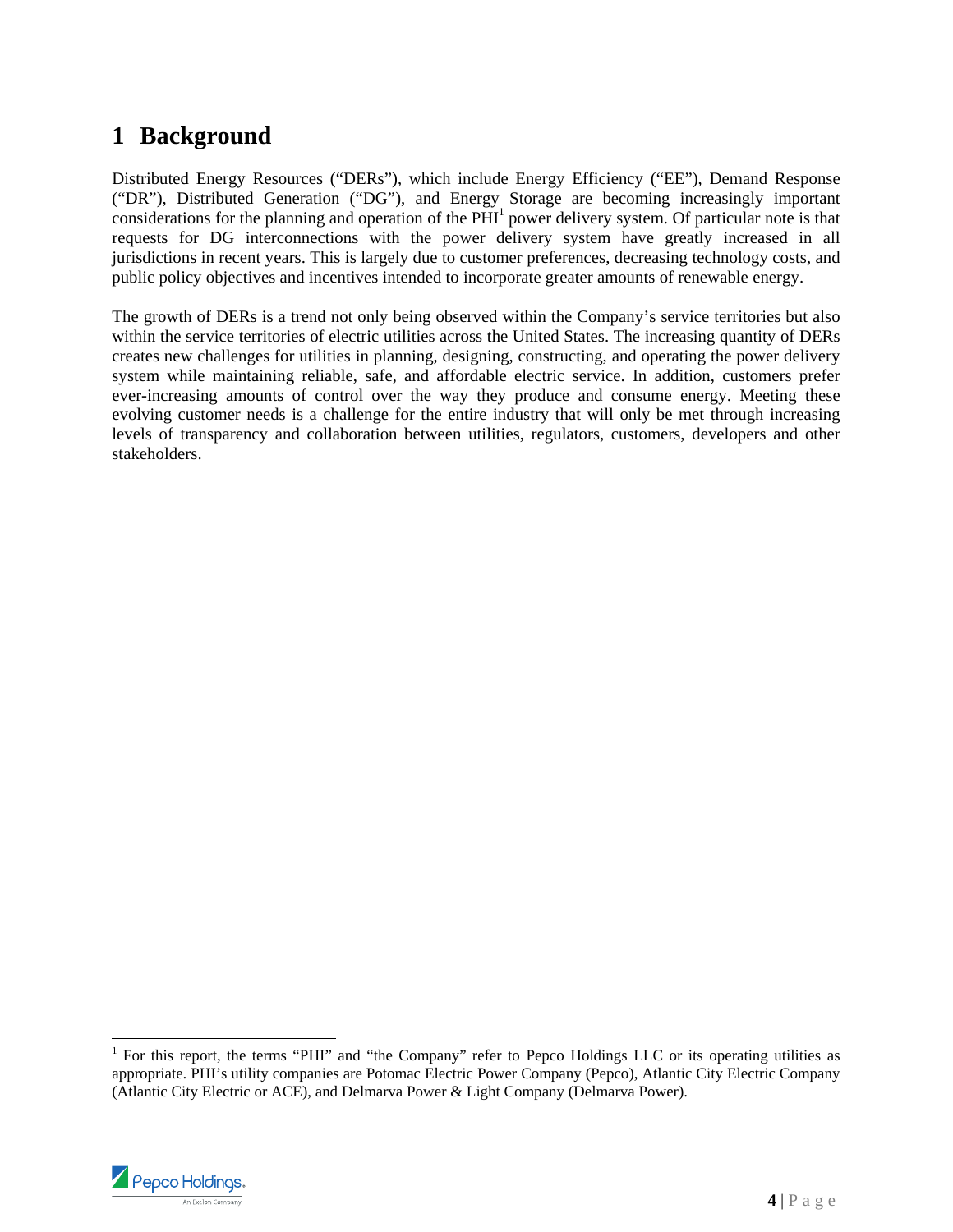# 1 Background

Distributed Energy Resources ("DERs"), which include Energy Efficiency ("EE"), Demand Response ("DR"), Distributed Generation ("DG"), and Energy Storage are becoming increasingly important considerations for the planning and operation of the PHI[1] power delivery system. Of particular note is that requests for DG interconnections with the power delivery system have greatly increased in all jurisdictions in recent years. This is largely due to customer preferences, decreasing technology costs, and public policy objectives and incentives intended to incorporate greater amounts of renewable energy.

The growth of DERs is a trend not only being observed within the Company's service territories but also within the service territories of electric utilities across the United States. The increasing quantity of DERs creates new challenges for utilities in planning, designing, constructing, and operating the power delivery system while maintaining reliable, safe, and affordable electric service. In addition, customers prefer ever-increasing amounts of control over the way they produce and consume energy. Meeting these evolving customer needs is a challenge for the entire industry that will only be met through increasing levels of transparency and collaboration between utilities, regulators, customers, developers and other stakeholders.

[1] For this report, the terms "PHI" and "the Company" refer to Pepco Holdings LLC or its operating utilities as appropriate. PHI's utility companies are Potomac Electric Power Company (Pepco), Atlantic City Electric Company (Atlantic City Electric or ACE), and Delmarva Power & Light Company (Delmarva Power).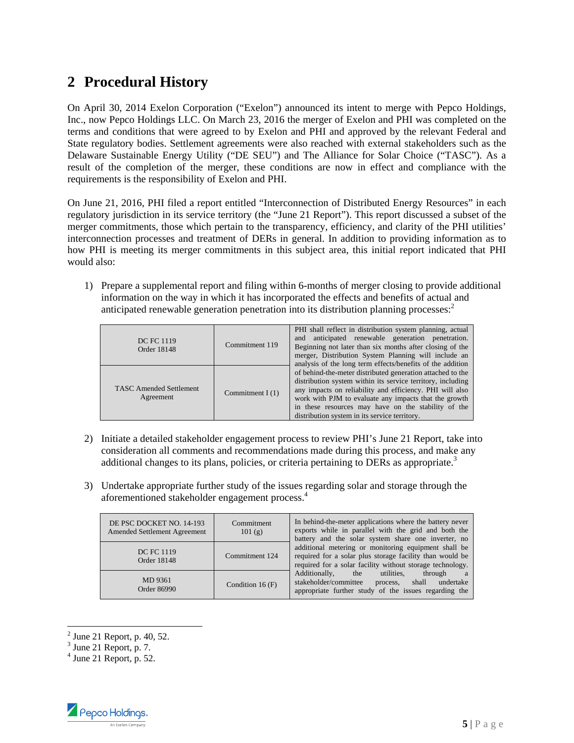## 2 Procedural History

On April 30, 2014 Exelon Corporation ("Exelon") announced its intent to merge with Pepco Holdings, Inc., now Pepco Holdings LLC. On March 23, 2016 the merger of Exelon and PHI was completed on the terms and conditions that were agreed to by Exelon and PHI and approved by the relevant Federal and State regulatory bodies. Settlement agreements were also reached with external stakeholders such as the Delaware Sustainable Energy Utility ("DE SEU") and The Alliance for Solar Choice ("TASC"). As a result of the completion of the merger, these conditions are now in effect and compliance with the requirements is the responsibility of Exelon and PHI.

On June 21, 2016, PHI filed a report entitled "Interconnection of Distributed Energy Resources" in each regulatory jurisdiction in its service territory (the "June 21 Report"). This report discussed a subset of the merger commitments, those which pertain to the transparency, efficiency, and clarity of the PHI utilities' interconnection processes and treatment of DERs in general. In addition to providing information as to how PHI is meeting its merger commitments in this subject area, this initial report indicated that PHI would also:

1) Prepare a supplemental report and filing within 6-months of merger closing to provide additional information on the way in which it has incorporated the effects and benefits of actual and anticipated renewable generation penetration into its distribution planning processes:[2]

| | | |
|---|---|---|
| DC FC 1119<br>Order 18148 | Commitment 119 | PHI shall reflect in distribution system planning, actual and anticipated renewable generation penetration. Beginning not later than six months after closing of the merger, Distribution System Planning will include an analysis of the long term effects/benefits of the addition of behind-the-meter distributed generation attached to the distribution system within its service territory, including any impacts on reliability and efficiency. PHI will also work with PJM to evaluate any impacts that the growth in these resources may have on the stability of the distribution system in its service territory. |
| TASC Amended Settlement Agreement | Commitment I (1) | |

2) Initiate a detailed stakeholder engagement process to review PHI's June 21 Report, take into consideration all comments and recommendations made during this process, and make any additional changes to its plans, policies, or criteria pertaining to DERs as appropriate.[3]

3) Undertake appropriate further study of the issues regarding solar and storage through the aforementioned stakeholder engagement process.[4]

| | | |
|---|---|---|
| DE PSC DOCKET NO. 14-193<br>Amended Settlement Agreement | Commitment 101 (g) | In behind-the-meter applications where the battery never exports while in parallel with the grid and both the battery and the solar system share one inverter, no additional metering or monitoring equipment shall be required for a solar plus storage facility than would be required for a solar facility without storage technology. Additionally, the utilities, through a stakeholder/committee process, shall undertake appropriate further study of the issues regarding the |
| DC FC 1119<br>Order 18148 | Commitment 124 | |
| MD 9361<br>Order 86990 | Condition 16 (F) | |

[2] June 21 Report, p. 40, 52.
[3] June 21 Report, p. 7.
[4] June 21 Report, p. 52.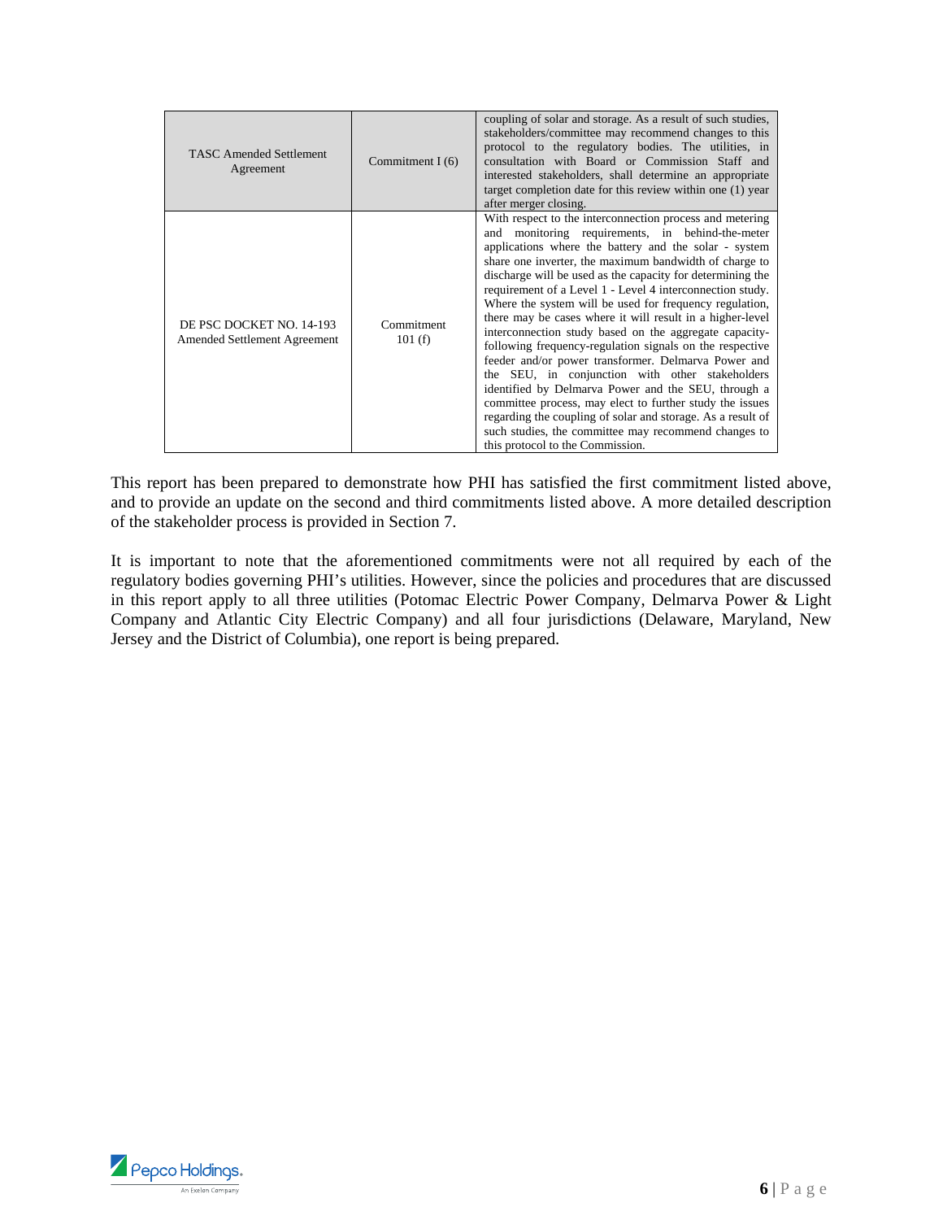| | | |
|---|---|---|
| TASC Amended Settlement Agreement | Commitment I (6) | coupling of solar and storage. As a result of such studies, stakeholders/committee may recommend changes to this protocol to the regulatory bodies. The utilities, in consultation with Board or Commission Staff and interested stakeholders, shall determine an appropriate target completion date for this review within one (1) year after merger closing. |
| DE PSC DOCKET NO. 14-193 Amended Settlement Agreement | Commitment 101 (f) | With respect to the interconnection process and metering and monitoring requirements, in behind-the-meter applications where the battery and the solar - system share one inverter, the maximum bandwidth of charge to discharge will be used as the capacity for determining the requirement of a Level 1 - Level 4 interconnection study. Where the system will be used for frequency regulation, there may be cases where it will result in a higher-level interconnection study based on the aggregate capacity-following frequency-regulation signals on the respective feeder and/or power transformer. Delmarva Power and the SEU, in conjunction with other stakeholders identified by Delmarva Power and the SEU, through a committee process, may elect to further study the issues regarding the coupling of solar and storage. As a result of such studies, the committee may recommend changes to this protocol to the Commission. |

This report has been prepared to demonstrate how PHI has satisfied the first commitment listed above, and to provide an update on the second and third commitments listed above. A more detailed description of the stakeholder process is provided in Section 7.

It is important to note that the aforementioned commitments were not all required by each of the regulatory bodies governing PHI's utilities. However, since the policies and procedures that are discussed in this report apply to all three utilities (Potomac Electric Power Company, Delmarva Power & Light Company and Atlantic City Electric Company) and all four jurisdictions (Delaware, Maryland, New Jersey and the District of Columbia), one report is being prepared.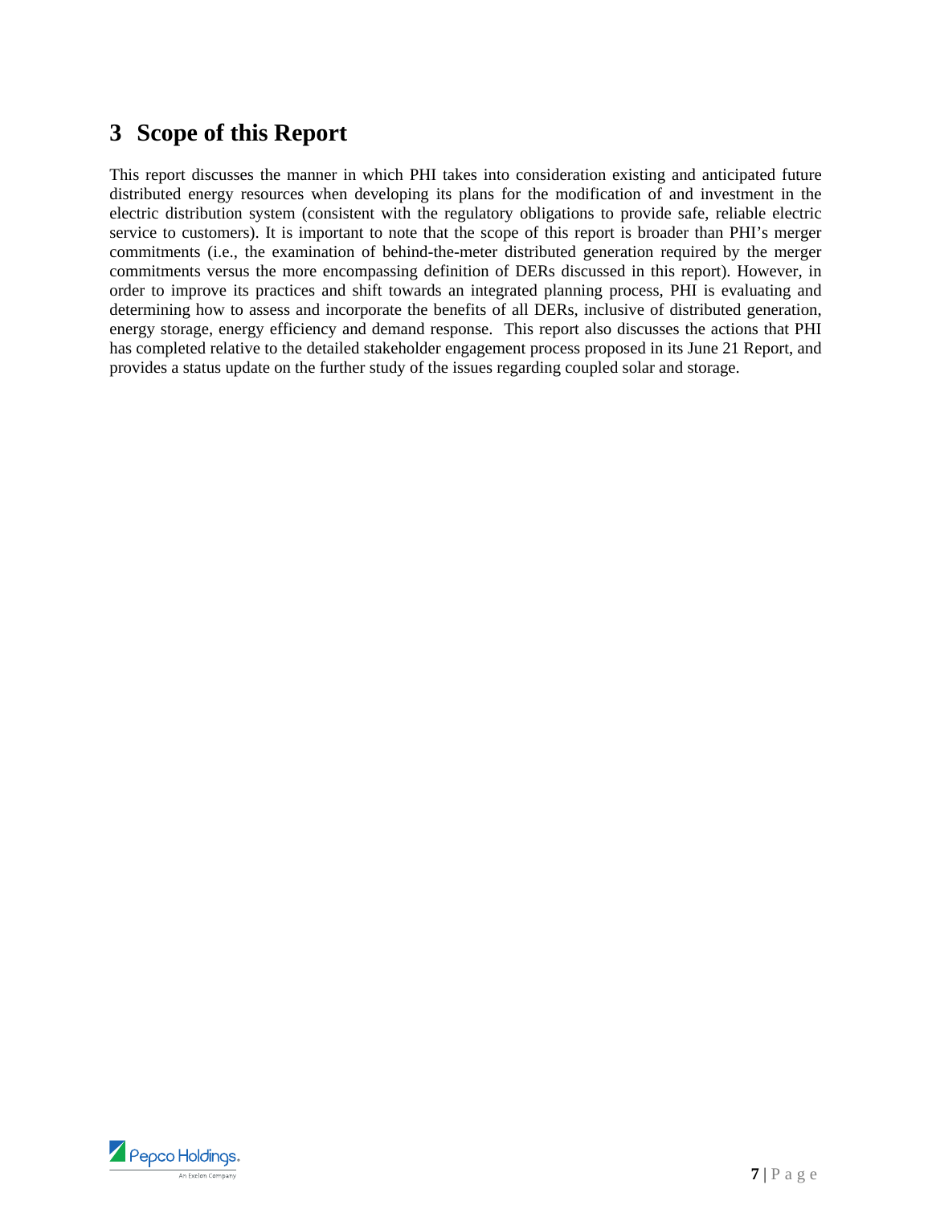# 3 Scope of this Report

This report discusses the manner in which PHI takes into consideration existing and anticipated future distributed energy resources when developing its plans for the modification of and investment in the electric distribution system (consistent with the regulatory obligations to provide safe, reliable electric service to customers). It is important to note that the scope of this report is broader than PHI's merger commitments (i.e., the examination of behind-the-meter distributed generation required by the merger commitments versus the more encompassing definition of DERs discussed in this report). However, in order to improve its practices and shift towards an integrated planning process, PHI is evaluating and determining how to assess and incorporate the benefits of all DERs, inclusive of distributed generation, energy storage, energy efficiency and demand response. This report also discusses the actions that PHI has completed relative to the detailed stakeholder engagement process proposed in its June 21 Report, and provides a status update on the further study of the issues regarding coupled solar and storage.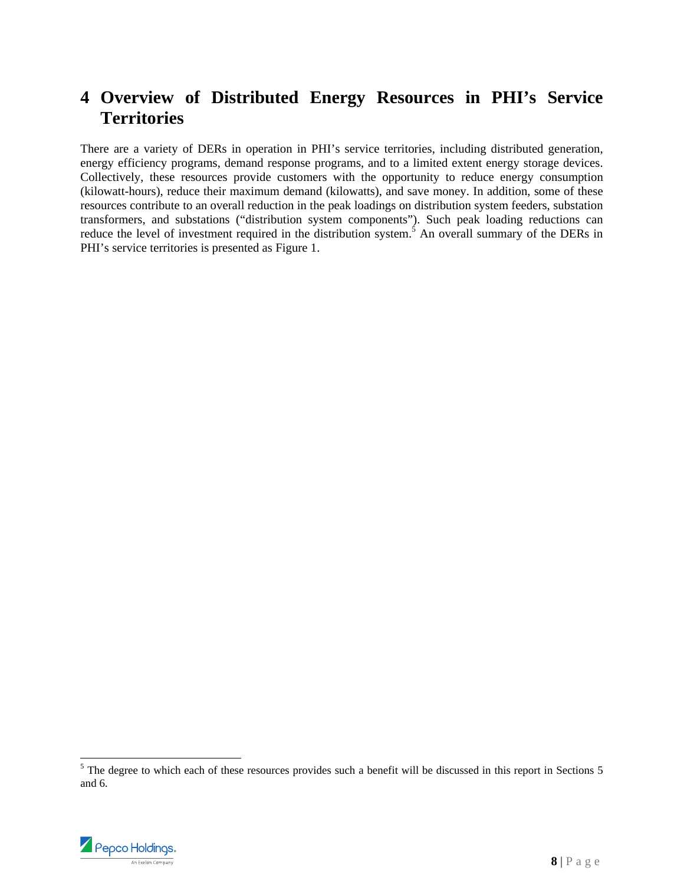# 4 Overview of Distributed Energy Resources in PHI's Service Territories

There are a variety of DERs in operation in PHI's service territories, including distributed generation, energy efficiency programs, demand response programs, and to a limited extent energy storage devices. Collectively, these resources provide customers with the opportunity to reduce energy consumption (kilowatt-hours), reduce their maximum demand (kilowatts), and save money. In addition, some of these resources contribute to an overall reduction in the peak loadings on distribution system feeders, substation transformers, and substations ("distribution system components"). Such peak loading reductions can reduce the level of investment required in the distribution system.[5] An overall summary of the DERs in PHI's service territories is presented as Figure 1.

[5] The degree to which each of these resources provides such a benefit will be discussed in this report in Sections 5 and 6.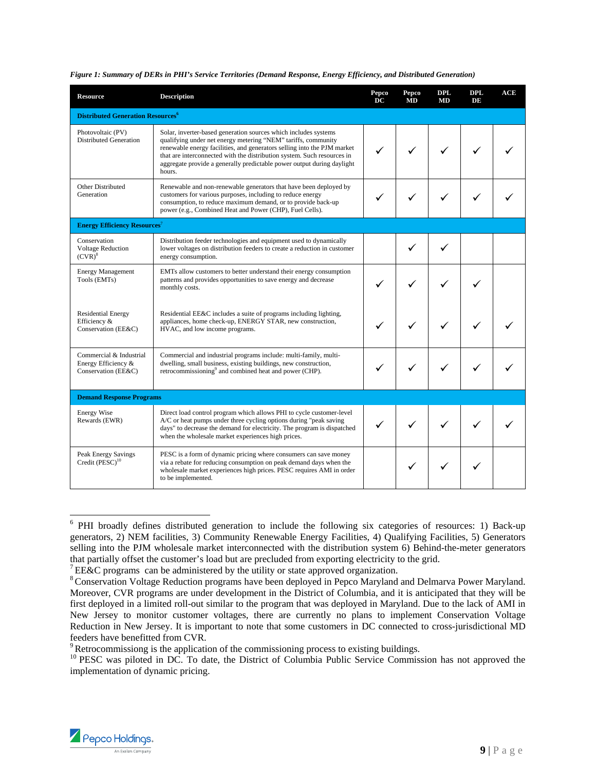*Figure 1: Summary of DERs in PHI's Service Territories (Demand Response, Energy Efficiency, and Distributed Generation)*

| Resource | Description | Pepco DC | Pepco MD | DPL MD | DPL DE | ACE |
|---|---|---|---|---|---|---|
| **Distributed Generation Resources**[6] | | | | | | |
| Photovoltaic (PV) Distributed Generation | Solar, inverter-based generation sources which includes systems qualifying under net energy metering "NEM" tariffs, community renewable energy facilities, and generators selling into the PJM market that are interconnected with the distribution system. Such resources in aggregate provide a generally predictable power output during daylight hours. | ✓ | ✓ | ✓ | ✓ | ✓ |
| Other Distributed Generation | Renewable and non-renewable generators that have been deployed by customers for various purposes, including to reduce energy consumption, to reduce maximum demand, or to provide back-up power (e.g., Combined Heat and Power (CHP), Fuel Cells). | ✓ | ✓ | ✓ | ✓ | ✓ |
| **Energy Efficiency Resources**[7] | | | | | | |
| Conservation Voltage Reduction (CVR)[8] | Distribution feeder technologies and equipment used to dynamically lower voltages on distribution feeders to create a reduction in customer energy consumption. | | ✓ | ✓ | | |
| Energy Management Tools (EMTs) | EMTs allow customers to better understand their energy consumption patterns and provides opportunities to save energy and decrease monthly costs. | ✓ | ✓ | ✓ | ✓ | |
| Residential Energy Efficiency & Conservation (EE&C) | Residential EE&C includes a suite of programs including lighting, appliances, home check-up, ENERGY STAR, new construction, HVAC, and low income programs. | ✓ | ✓ | ✓ | ✓ | ✓ |
| Commercial & Industrial Energy Efficiency & Conservation (EE&C) | Commercial and industrial programs include: multi-family, multi-dwelling, small business, existing buildings, new construction, retrocommissioning[9] and combined heat and power (CHP). | ✓ | ✓ | ✓ | ✓ | ✓ |
| **Demand Response Programs** | | | | | | |
| Energy Wise Rewards (EWR) | Direct load control program which allows PHI to cycle customer-level A/C or heat pumps under three cycling options during "peak saving days" to decrease the demand for electricity. The program is dispatched when the wholesale market experiences high prices. | ✓ | ✓ | ✓ | ✓ | ✓ |
| Peak Energy Savings Credit (PESC)[10] | PESC is a form of dynamic pricing where consumers can save money via a rebate for reducing consumption on peak demand days when the wholesale market experiences high prices. PESC requires AMI in order to be implemented. | | ✓ | ✓ | ✓ | |

[6] PHI broadly defines distributed generation to include the following six categories of resources: 1) Back-up generators, 2) NEM facilities, 3) Community Renewable Energy Facilities, 4) Qualifying Facilities, 5) Generators selling into the PJM wholesale market interconnected with the distribution system 6) Behind-the-meter generators that partially offset the customer's load but are precluded from exporting electricity to the grid.

[7] EE&C programs can be administered by the utility or state approved organization.

[8] Conservation Voltage Reduction programs have been deployed in Pepco Maryland and Delmarva Power Maryland. Moreover, CVR programs are under development in the District of Columbia, and it is anticipated that they will be first deployed in a limited roll-out similar to the program that was deployed in Maryland. Due to the lack of AMI in New Jersey to monitor customer voltages, there are currently no plans to implement Conservation Voltage Reduction in New Jersey. It is important to note that some customers in DC connected to cross-jurisdictional MD feeders have benefitted from CVR.

[9] Retrocommissiong is the application of the commissioning process to existing buildings.

[10] PESC was piloted in DC. To date, the District of Columbia Public Service Commission has not approved the implementation of dynamic pricing.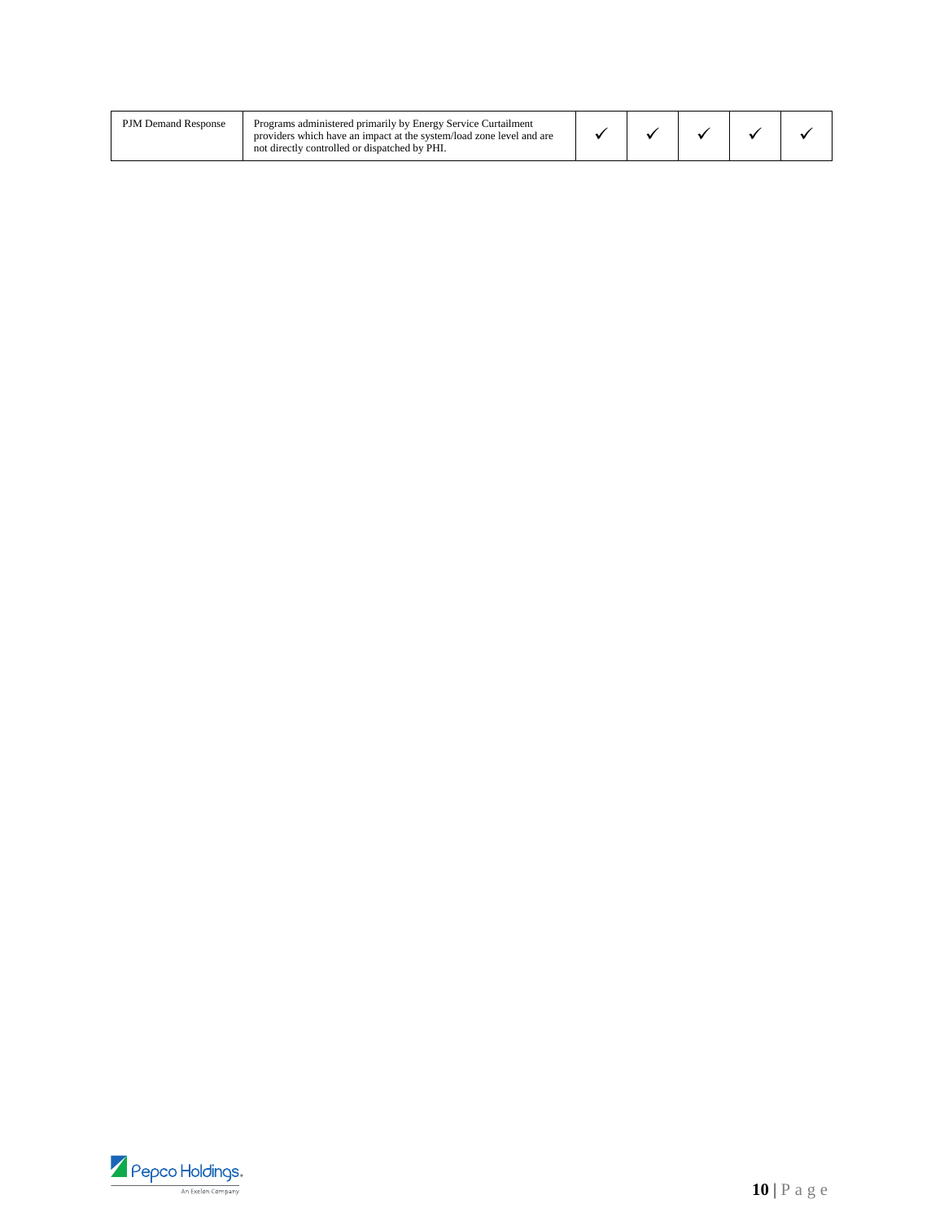| | | | | | | |
|---|---|---|---|---|---|---|
| PJM Demand Response | Programs administered primarily by Energy Service Curtailment providers which have an impact at the system/load zone level and are not directly controlled or dispatched by PHI. | ✓ | ✓ | ✓ | ✓ | ✓ |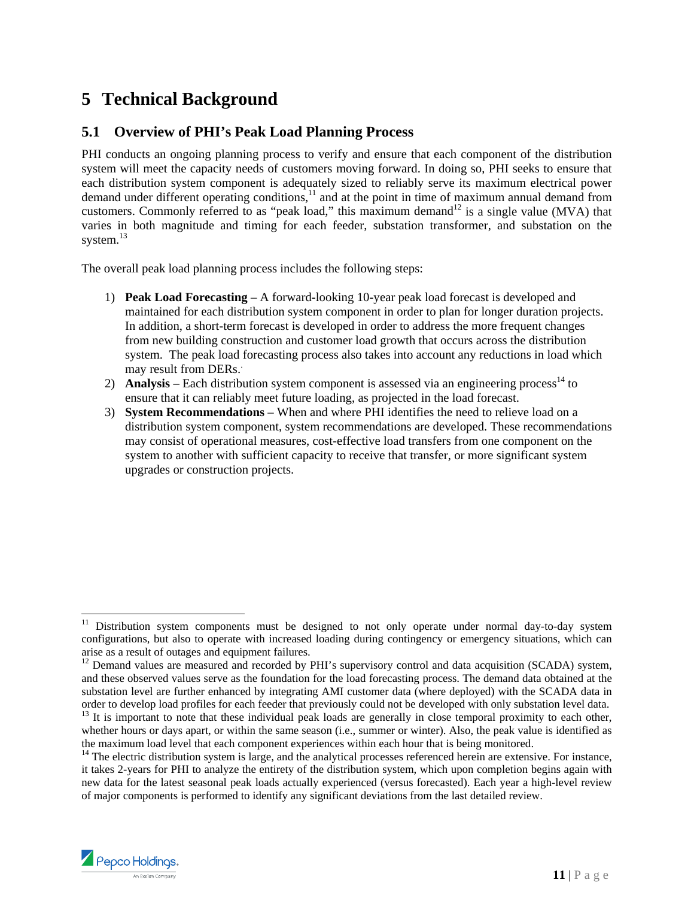# 5 Technical Background

## 5.1 Overview of PHI's Peak Load Planning Process

PHI conducts an ongoing planning process to verify and ensure that each component of the distribution system will meet the capacity needs of customers moving forward. In doing so, PHI seeks to ensure that each distribution system component is adequately sized to reliably serve its maximum electrical power demand under different operating conditions,[11] and at the point in time of maximum annual demand from customers. Commonly referred to as "peak load," this maximum demand[12] is a single value (MVA) that varies in both magnitude and timing for each feeder, substation transformer, and substation on the system.[13]

The overall peak load planning process includes the following steps:

1) **Peak Load Forecasting** – A forward-looking 10-year peak load forecast is developed and maintained for each distribution system component in order to plan for longer duration projects. In addition, a short-term forecast is developed in order to address the more frequent changes from new building construction and customer load growth that occurs across the distribution system. The peak load forecasting process also takes into account any reductions in load which may result from DERs.
2) **Analysis** – Each distribution system component is assessed via an engineering process[14] to ensure that it can reliably meet future loading, as projected in the load forecast.
3) **System Recommendations** – When and where PHI identifies the need to relieve load on a distribution system component, system recommendations are developed. These recommendations may consist of operational measures, cost-effective load transfers from one component on the system to another with sufficient capacity to receive that transfer, or more significant system upgrades or construction projects.

---

[11] Distribution system components must be designed to not only operate under normal day-to-day system configurations, but also to operate with increased loading during contingency or emergency situations, which can arise as a result of outages and equipment failures.

[12] Demand values are measured and recorded by PHI's supervisory control and data acquisition (SCADA) system, and these observed values serve as the foundation for the load forecasting process. The demand data obtained at the substation level are further enhanced by integrating AMI customer data (where deployed) with the SCADA data in order to develop load profiles for each feeder that previously could not be developed with only substation level data.

[13] It is important to note that these individual peak loads are generally in close temporal proximity to each other, whether hours or days apart, or within the same season (i.e., summer or winter). Also, the peak value is identified as the maximum load level that each component experiences within each hour that is being monitored.

[14] The electric distribution system is large, and the analytical processes referenced herein are extensive. For instance, it takes 2-years for PHI to analyze the entirety of the distribution system, which upon completion begins again with new data for the latest seasonal peak loads actually experienced (versus forecasted). Each year a high-level review of major components is performed to identify any significant deviations from the last detailed review.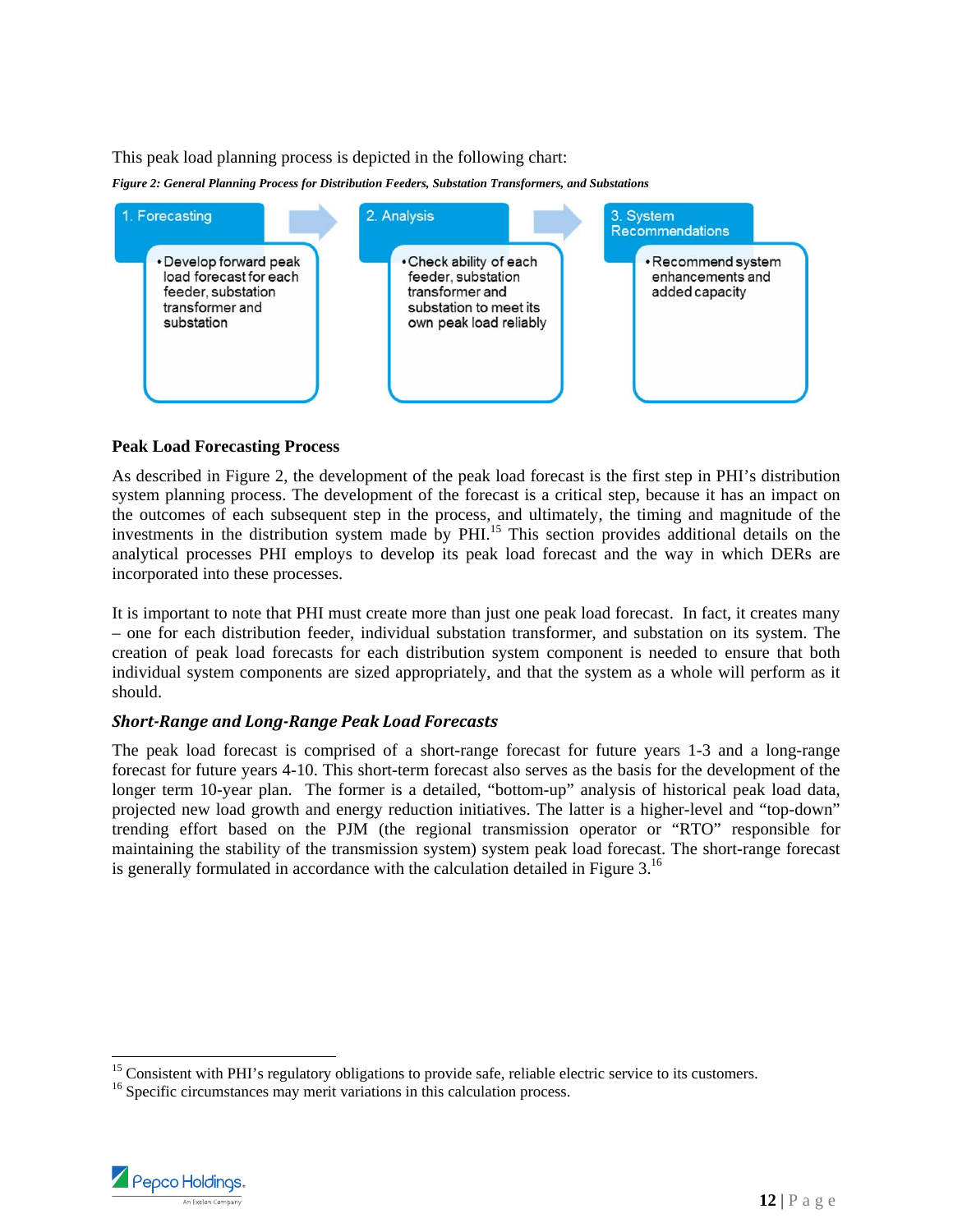This peak load planning process is depicted in the following chart:

***Figure 2: General Planning Process for Distribution Feeders, Substation Transformers, and Substations***

| 1. Forecasting | 2. Analysis | 3. System Recommendations |
|---|---|---|
| • Develop forward peak load forecast for each feeder, substation transformer and substation | • Check ability of each feeder, substation transformer and substation to meet its own peak load reliably | • Recommend system enhancements and added capacity |

**Peak Load Forecasting Process**

As described in Figure 2, the development of the peak load forecast is the first step in PHI's distribution system planning process. The development of the forecast is a critical step, because it has an impact on the outcomes of each subsequent step in the process, and ultimately, the timing and magnitude of the investments in the distribution system made by PHI.[15] This section provides additional details on the analytical processes PHI employs to develop its peak load forecast and the way in which DERs are incorporated into these processes.

It is important to note that PHI must create more than just one peak load forecast. In fact, it creates many – one for each distribution feeder, individual substation transformer, and substation on its system. The creation of peak load forecasts for each distribution system component is needed to ensure that both individual system components are sized appropriately, and that the system as a whole will perform as it should.

***Short-Range and Long-Range Peak Load Forecasts***

The peak load forecast is comprised of a short-range forecast for future years 1-3 and a long-range forecast for future years 4-10. This short-term forecast also serves as the basis for the development of the longer term 10-year plan. The former is a detailed, "bottom-up" analysis of historical peak load data, projected new load growth and energy reduction initiatives. The latter is a higher-level and "top-down" trending effort based on the PJM (the regional transmission operator or "RTO" responsible for maintaining the stability of the transmission system) system peak load forecast. The short-range forecast is generally formulated in accordance with the calculation detailed in Figure 3.[16]

---

[15] Consistent with PHI's regulatory obligations to provide safe, reliable electric service to its customers.

[16] Specific circumstances may merit variations in this calculation process.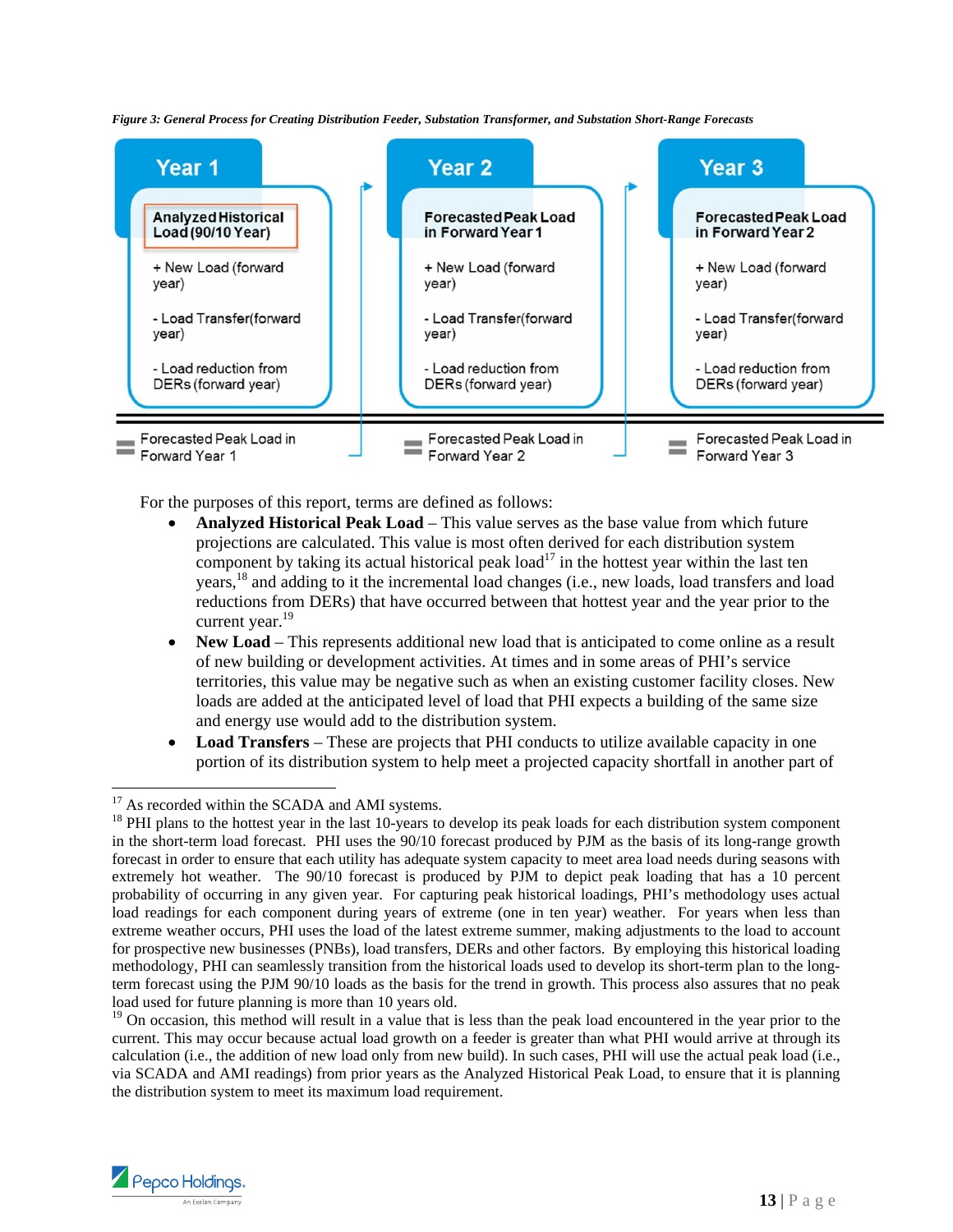*Figure 3: General Process for Creating Distribution Feeder, Substation Transformer, and Substation Short-Range Forecasts*

| Year 1 | Year 2 | Year 3 |
|---|---|---|
| Analyzed Historical Load (90/10 Year) | Forecasted Peak Load in Forward Year 1 | Forecasted Peak Load in Forward Year 2 |
| + New Load (forward year) | + New Load (forward year) | + New Load (forward year) |
| - Load Transfer(forward year) | - Load Transfer(forward year) | - Load Transfer(forward year) |
| - Load reduction from DERs (forward year) | - Load reduction from DERs (forward year) | - Load reduction from DERs (forward year) |
| = Forecasted Peak Load in Forward Year 1 | = Forecasted Peak Load in Forward Year 2 | = Forecasted Peak Load in Forward Year 3 |

For the purposes of this report, terms are defined as follows:

- **Analyzed Historical Peak Load** – This value serves as the base value from which future projections are calculated. This value is most often derived for each distribution system component by taking its actual historical peak load[17] in the hottest year within the last ten years,[18] and adding to it the incremental load changes (i.e., new loads, load transfers and load reductions from DERs) that have occurred between that hottest year and the year prior to the current year.[19]
- **New Load** – This represents additional new load that is anticipated to come online as a result of new building or development activities. At times and in some areas of PHI's service territories, this value may be negative such as when an existing customer facility closes. New loads are added at the anticipated level of load that PHI expects a building of the same size and energy use would add to the distribution system.
- **Load Transfers** – These are projects that PHI conducts to utilize available capacity in one portion of its distribution system to help meet a projected capacity shortfall in another part of

---

[17] As recorded within the SCADA and AMI systems.

[18] PHI plans to the hottest year in the last 10-years to develop its peak loads for each distribution system component in the short-term load forecast. PHI uses the 90/10 forecast produced by PJM as the basis of its long-range growth forecast in order to ensure that each utility has adequate system capacity to meet area load needs during seasons with extremely hot weather. The 90/10 forecast is produced by PJM to depict peak loading that has a 10 percent probability of occurring in any given year. For capturing peak historical loadings, PHI's methodology uses actual load readings for each component during years of extreme (one in ten year) weather. For years when less than extreme weather occurs, PHI uses the load of the latest extreme summer, making adjustments to the load to account for prospective new businesses (PNBs), load transfers, DERs and other factors. By employing this historical loading methodology, PHI can seamlessly transition from the historical loads used to develop its short-term plan to the long-term forecast using the PJM 90/10 loads as the basis for the trend in growth. This process also assures that no peak load used for future planning is more than 10 years old.

[19] On occasion, this method will result in a value that is less than the peak load encountered in the year prior to the current. This may occur because actual load growth on a feeder is greater than what PHI would arrive at through its calculation (i.e., the addition of new load only from new build). In such cases, PHI will use the actual peak load (i.e., via SCADA and AMI readings) from prior years as the Analyzed Historical Peak Load, to ensure that it is planning the distribution system to meet its maximum load requirement.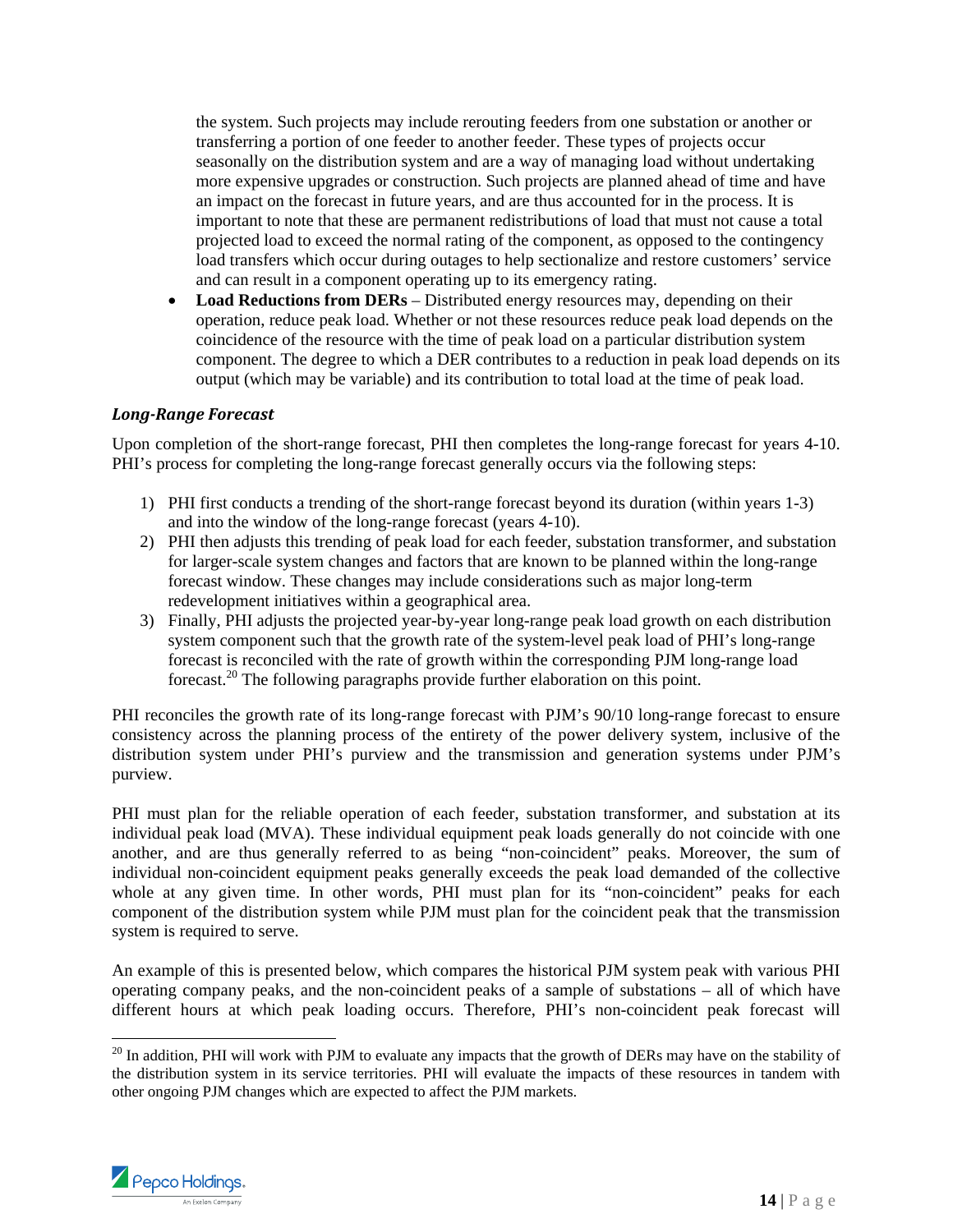the system. Such projects may include rerouting feeders from one substation or another or transferring a portion of one feeder to another feeder. These types of projects occur seasonally on the distribution system and are a way of managing load without undertaking more expensive upgrades or construction. Such projects are planned ahead of time and have an impact on the forecast in future years, and are thus accounted for in the process. It is important to note that these are permanent redistributions of load that must not cause a total projected load to exceed the normal rating of the component, as opposed to the contingency load transfers which occur during outages to help sectionalize and restore customers' service and can result in a component operating up to its emergency rating.

- **Load Reductions from DERs** – Distributed energy resources may, depending on their operation, reduce peak load. Whether or not these resources reduce peak load depends on the coincidence of the resource with the time of peak load on a particular distribution system component. The degree to which a DER contributes to a reduction in peak load depends on its output (which may be variable) and its contribution to total load at the time of peak load.

### *Long-Range Forecast*

Upon completion of the short-range forecast, PHI then completes the long-range forecast for years 4-10. PHI's process for completing the long-range forecast generally occurs via the following steps:

1) PHI first conducts a trending of the short-range forecast beyond its duration (within years 1-3) and into the window of the long-range forecast (years 4-10).
2) PHI then adjusts this trending of peak load for each feeder, substation transformer, and substation for larger-scale system changes and factors that are known to be planned within the long-range forecast window. These changes may include considerations such as major long-term redevelopment initiatives within a geographical area.
3) Finally, PHI adjusts the projected year-by-year long-range peak load growth on each distribution system component such that the growth rate of the system-level peak load of PHI's long-range forecast is reconciled with the rate of growth within the corresponding PJM long-range load forecast.[20] The following paragraphs provide further elaboration on this point.

PHI reconciles the growth rate of its long-range forecast with PJM's 90/10 long-range forecast to ensure consistency across the planning process of the entirety of the power delivery system, inclusive of the distribution system under PHI's purview and the transmission and generation systems under PJM's purview.

PHI must plan for the reliable operation of each feeder, substation transformer, and substation at its individual peak load (MVA). These individual equipment peak loads generally do not coincide with one another, and are thus generally referred to as being "non-coincident" peaks. Moreover, the sum of individual non-coincident equipment peaks generally exceeds the peak load demanded of the collective whole at any given time. In other words, PHI must plan for its "non-coincident" peaks for each component of the distribution system while PJM must plan for the coincident peak that the transmission system is required to serve.

An example of this is presented below, which compares the historical PJM system peak with various PHI operating company peaks, and the non-coincident peaks of a sample of substations – all of which have different hours at which peak loading occurs. Therefore, PHI's non-coincident peak forecast will

[20] In addition, PHI will work with PJM to evaluate any impacts that the growth of DERs may have on the stability of the distribution system in its service territories. PHI will evaluate the impacts of these resources in tandem with other ongoing PJM changes which are expected to affect the PJM markets.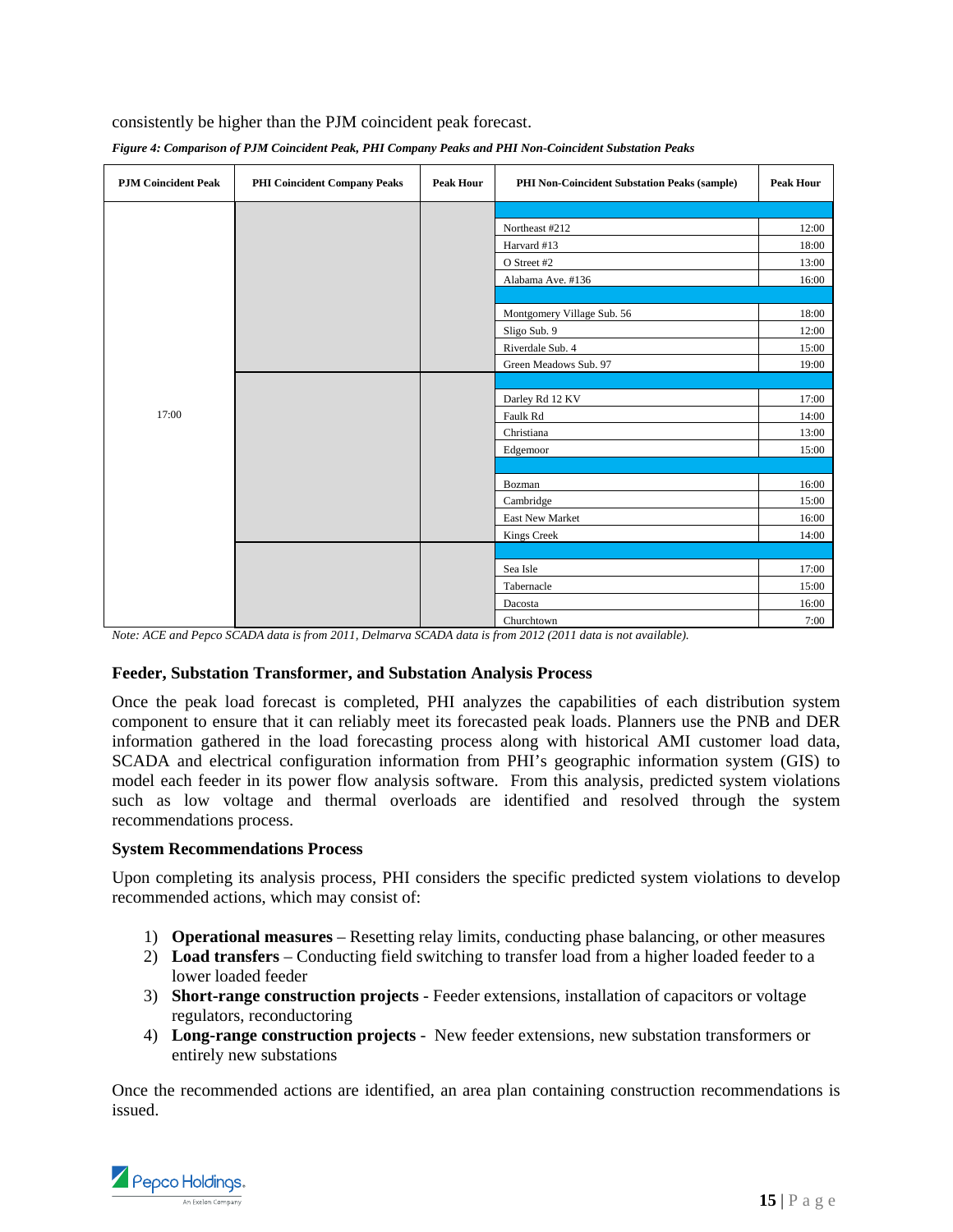consistently be higher than the PJM coincident peak forecast.

*Figure 4: Comparison of PJM Coincident Peak, PHI Company Peaks and PHI Non-Coincident Substation Peaks*

| PJM Coincident Peak | PHI Coincident Company Peaks | Peak Hour | PHI Non-Coincident Substation Peaks (sample) | Peak Hour |
|---|---|---|---|---|
| 17:00 | | | | |
| | | | Northeast #212 | 12:00 |
| | | | Harvard #13 | 18:00 |
| | | | O Street #2 | 13:00 |
| | | | Alabama Ave. #136 | 16:00 |
| | | | | |
| | | | Montgomery Village Sub. 56 | 18:00 |
| | | | Sligo Sub. 9 | 12:00 |
| | | | Riverdale Sub. 4 | 15:00 |
| | | | Green Meadows Sub. 97 | 19:00 |
| | | | | |
| | | | Darley Rd 12 KV | 17:00 |
| | | | Faulk Rd | 14:00 |
| | | | Christiana | 13:00 |
| | | | Edgemoor | 15:00 |
| | | | | |
| | | | Bozman | 16:00 |
| | | | Cambridge | 15:00 |
| | | | East New Market | 16:00 |
| | | | Kings Creek | 14:00 |
| | | | | |
| | | | Sea Isle | 17:00 |
| | | | Tabernacle | 15:00 |
| | | | Dacosta | 16:00 |
| | | | Churchtown | 7:00 |

*Note: ACE and Pepco SCADA data is from 2011, Delmarva SCADA data is from 2012 (2011 data is not available).*

**Feeder, Substation Transformer, and Substation Analysis Process**

Once the peak load forecast is completed, PHI analyzes the capabilities of each distribution system component to ensure that it can reliably meet its forecasted peak loads. Planners use the PNB and DER information gathered in the load forecasting process along with historical AMI customer load data, SCADA and electrical configuration information from PHI's geographic information system (GIS) to model each feeder in its power flow analysis software. From this analysis, predicted system violations such as low voltage and thermal overloads are identified and resolved through the system recommendations process.

**System Recommendations Process**

Upon completing its analysis process, PHI considers the specific predicted system violations to develop recommended actions, which may consist of:

1) **Operational measures** – Resetting relay limits, conducting phase balancing, or other measures
2) **Load transfers** – Conducting field switching to transfer load from a higher loaded feeder to a lower loaded feeder
3) **Short-range construction projects** - Feeder extensions, installation of capacitors or voltage regulators, reconductoring
4) **Long-range construction projects** - New feeder extensions, new substation transformers or entirely new substations

Once the recommended actions are identified, an area plan containing construction recommendations is issued.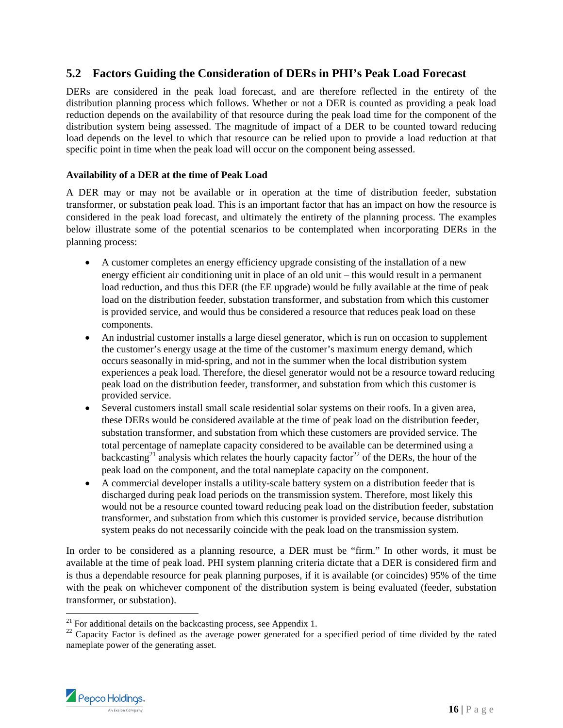## 5.2 Factors Guiding the Consideration of DERs in PHI's Peak Load Forecast

DERs are considered in the peak load forecast, and are therefore reflected in the entirety of the distribution planning process which follows. Whether or not a DER is counted as providing a peak load reduction depends on the availability of that resource during the peak load time for the component of the distribution system being assessed. The magnitude of impact of a DER to be counted toward reducing load depends on the level to which that resource can be relied upon to provide a load reduction at that specific point in time when the peak load will occur on the component being assessed.

**Availability of a DER at the time of Peak Load**

A DER may or may not be available or in operation at the time of distribution feeder, substation transformer, or substation peak load. This is an important factor that has an impact on how the resource is considered in the peak load forecast, and ultimately the entirety of the planning process. The examples below illustrate some of the potential scenarios to be contemplated when incorporating DERs in the planning process:

- A customer completes an energy efficiency upgrade consisting of the installation of a new energy efficient air conditioning unit in place of an old unit – this would result in a permanent load reduction, and thus this DER (the EE upgrade) would be fully available at the time of peak load on the distribution feeder, substation transformer, and substation from which this customer is provided service, and would thus be considered a resource that reduces peak load on these components.
- An industrial customer installs a large diesel generator, which is run on occasion to supplement the customer's energy usage at the time of the customer's maximum energy demand, which occurs seasonally in mid-spring, and not in the summer when the local distribution system experiences a peak load. Therefore, the diesel generator would not be a resource toward reducing peak load on the distribution feeder, transformer, and substation from which this customer is provided service.
- Several customers install small scale residential solar systems on their roofs. In a given area, these DERs would be considered available at the time of peak load on the distribution feeder, substation transformer, and substation from which these customers are provided service. The total percentage of nameplate capacity considered to be available can be determined using a backcasting[21] analysis which relates the hourly capacity factor[22] of the DERs, the hour of the peak load on the component, and the total nameplate capacity on the component.
- A commercial developer installs a utility-scale battery system on a distribution feeder that is discharged during peak load periods on the transmission system. Therefore, most likely this would not be a resource counted toward reducing peak load on the distribution feeder, substation transformer, and substation from which this customer is provided service, because distribution system peaks do not necessarily coincide with the peak load on the transmission system.

In order to be considered as a planning resource, a DER must be "firm." In other words, it must be available at the time of peak load. PHI system planning criteria dictate that a DER is considered firm and is thus a dependable resource for peak planning purposes, if it is available (or coincides) 95% of the time with the peak on whichever component of the distribution system is being evaluated (feeder, substation transformer, or substation).

[21] For additional details on the backcasting process, see Appendix 1.

[22] Capacity Factor is defined as the average power generated for a specified period of time divided by the rated nameplate power of the generating asset.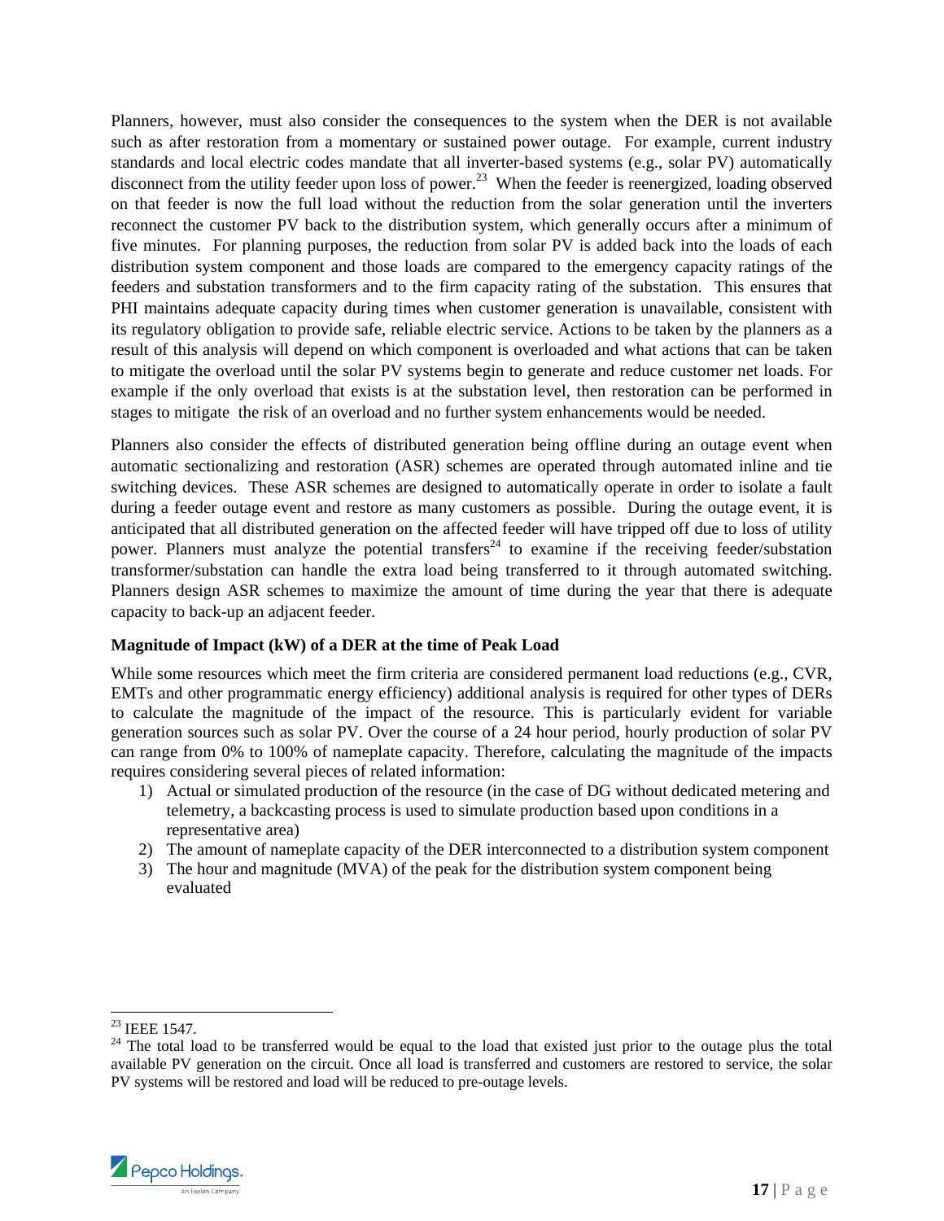Planners, however, must also consider the consequences to the system when the DER is not available such as after restoration from a momentary or sustained power outage. For example, current industry standards and local electric codes mandate that all inverter-based systems (e.g., solar PV) automatically disconnect from the utility feeder upon loss of power.[23] When the feeder is reenergized, loading observed on that feeder is now the full load without the reduction from the solar generation until the inverters reconnect the customer PV back to the distribution system, which generally occurs after a minimum of five minutes. For planning purposes, the reduction from solar PV is added back into the loads of each distribution system component and those loads are compared to the emergency capacity ratings of the feeders and substation transformers and to the firm capacity rating of the substation. This ensures that PHI maintains adequate capacity during times when customer generation is unavailable, consistent with its regulatory obligation to provide safe, reliable electric service. Actions to be taken by the planners as a result of this analysis will depend on which component is overloaded and what actions that can be taken to mitigate the overload until the solar PV systems begin to generate and reduce customer net loads. For example if the only overload that exists is at the substation level, then restoration can be performed in stages to mitigate the risk of an overload and no further system enhancements would be needed.

Planners also consider the effects of distributed generation being offline during an outage event when automatic sectionalizing and restoration (ASR) schemes are operated through automated inline and tie switching devices. These ASR schemes are designed to automatically operate in order to isolate a fault during a feeder outage event and restore as many customers as possible. During the outage event, it is anticipated that all distributed generation on the affected feeder will have tripped off due to loss of utility power. Planners must analyze the potential transfers[24] to examine if the receiving feeder/substation transformer/substation can handle the extra load being transferred to it through automated switching. Planners design ASR schemes to maximize the amount of time during the year that there is adequate capacity to back-up an adjacent feeder.

**Magnitude of Impact (kW) of a DER at the time of Peak Load**

While some resources which meet the firm criteria are considered permanent load reductions (e.g., CVR, EMTs and other programmatic energy efficiency) additional analysis is required for other types of DERs to calculate the magnitude of the impact of the resource. This is particularly evident for variable generation sources such as solar PV. Over the course of a 24 hour period, hourly production of solar PV can range from 0% to 100% of nameplate capacity. Therefore, calculating the magnitude of the impacts requires considering several pieces of related information:

1) Actual or simulated production of the resource (in the case of DG without dedicated metering and telemetry, a backcasting process is used to simulate production based upon conditions in a representative area)
2) The amount of nameplate capacity of the DER interconnected to a distribution system component
3) The hour and magnitude (MVA) of the peak for the distribution system component being evaluated

---

[23] IEEE 1547.

[24] The total load to be transferred would be equal to the load that existed just prior to the outage plus the total available PV generation on the circuit. Once all load is transferred and customers are restored to service, the solar PV systems will be restored and load will be reduced to pre-outage levels.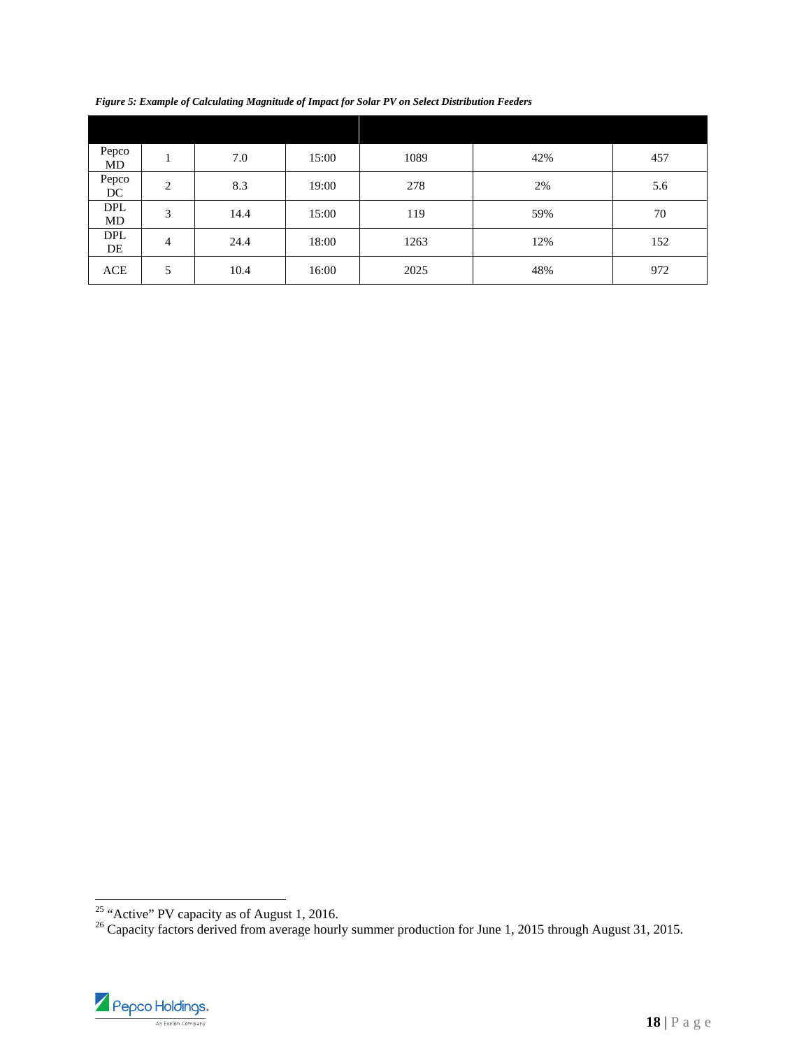*Figure 5: Example of Calculating Magnitude of Impact for Solar PV on Select Distribution Feeders*

| | | | | | | |
|---|---|---|---|---|---|---|
| Pepco MD | 1 | 7.0 | 15:00 | 1089 | 42% | 457 |
| Pepco DC | 2 | 8.3 | 19:00 | 278 | 2% | 5.6 |
| DPL MD | 3 | 14.4 | 15:00 | 119 | 59% | 70 |
| DPL DE | 4 | 24.4 | 18:00 | 1263 | 12% | 152 |
| ACE | 5 | 10.4 | 16:00 | 2025 | 48% | 972 |

[25] "Active" PV capacity as of August 1, 2016.

[26] Capacity factors derived from average hourly summer production for June 1, 2015 through August 31, 2015.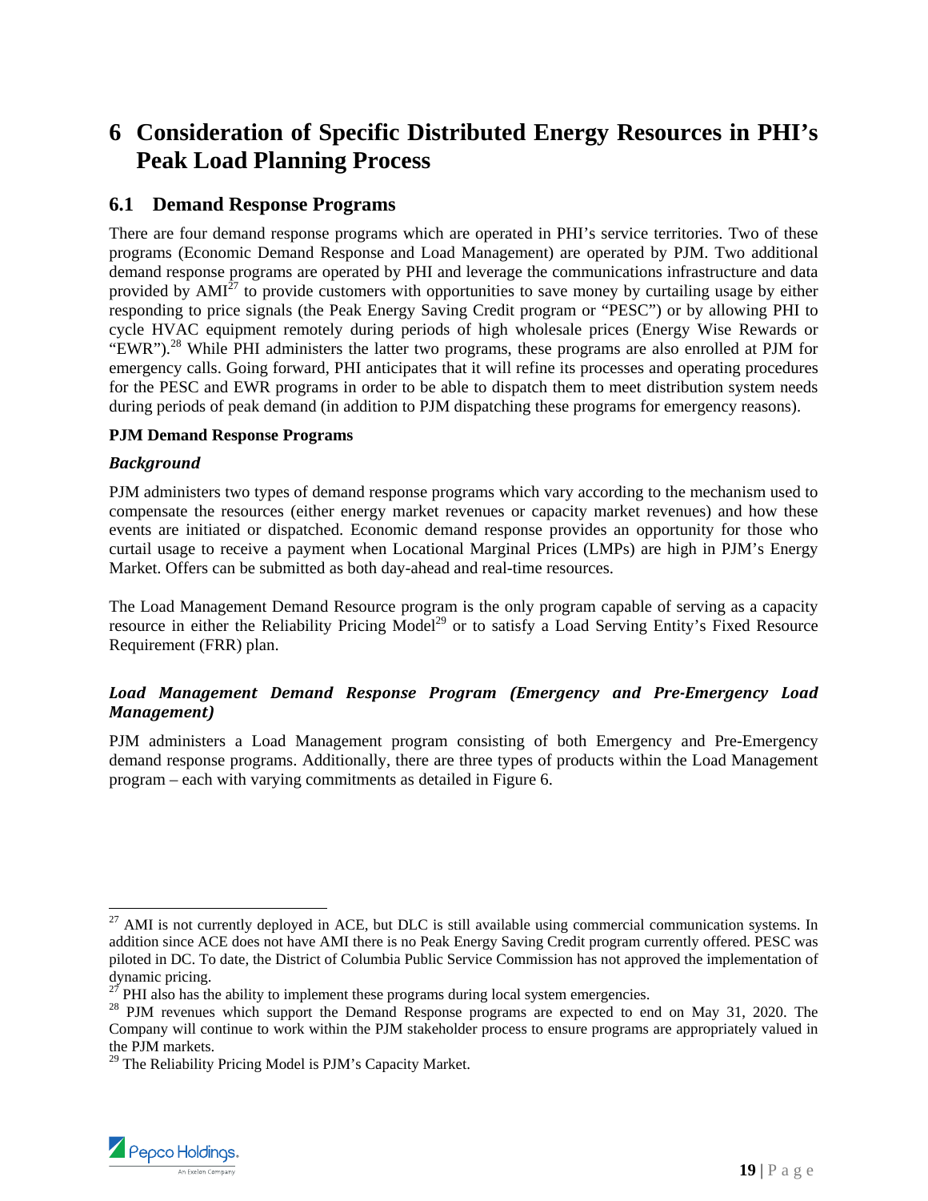# 6 Consideration of Specific Distributed Energy Resources in PHI's Peak Load Planning Process

## 6.1 Demand Response Programs

There are four demand response programs which are operated in PHI's service territories. Two of these programs (Economic Demand Response and Load Management) are operated by PJM. Two additional demand response programs are operated by PHI and leverage the communications infrastructure and data provided by AMI[27] to provide customers with opportunities to save money by curtailing usage by either responding to price signals (the Peak Energy Saving Credit program or "PESC") or by allowing PHI to cycle HVAC equipment remotely during periods of high wholesale prices (Energy Wise Rewards or "EWR").[28] While PHI administers the latter two programs, these programs are also enrolled at PJM for emergency calls. Going forward, PHI anticipates that it will refine its processes and operating procedures for the PESC and EWR programs in order to be able to dispatch them to meet distribution system needs during periods of peak demand (in addition to PJM dispatching these programs for emergency reasons).

**PJM Demand Response Programs**

***Background***

PJM administers two types of demand response programs which vary according to the mechanism used to compensate the resources (either energy market revenues or capacity market revenues) and how these events are initiated or dispatched. Economic demand response provides an opportunity for those who curtail usage to receive a payment when Locational Marginal Prices (LMPs) are high in PJM's Energy Market. Offers can be submitted as both day-ahead and real-time resources.

The Load Management Demand Resource program is the only program capable of serving as a capacity resource in either the Reliability Pricing Model[29] or to satisfy a Load Serving Entity's Fixed Resource Requirement (FRR) plan.

***Load Management Demand Response Program (Emergency and Pre-Emergency Load Management)***

PJM administers a Load Management program consisting of both Emergency and Pre-Emergency demand response programs. Additionally, there are three types of products within the Load Management program – each with varying commitments as detailed in Figure 6.

---

[27] AMI is not currently deployed in ACE, but DLC is still available using commercial communication systems. In addition since ACE does not have AMI there is no Peak Energy Saving Credit program currently offered. PESC was piloted in DC. To date, the District of Columbia Public Service Commission has not approved the implementation of dynamic pricing.

[27] PHI also has the ability to implement these programs during local system emergencies.

[28] PJM revenues which support the Demand Response programs are expected to end on May 31, 2020. The Company will continue to work within the PJM stakeholder process to ensure programs are appropriately valued in the PJM markets.

[29] The Reliability Pricing Model is PJM's Capacity Market.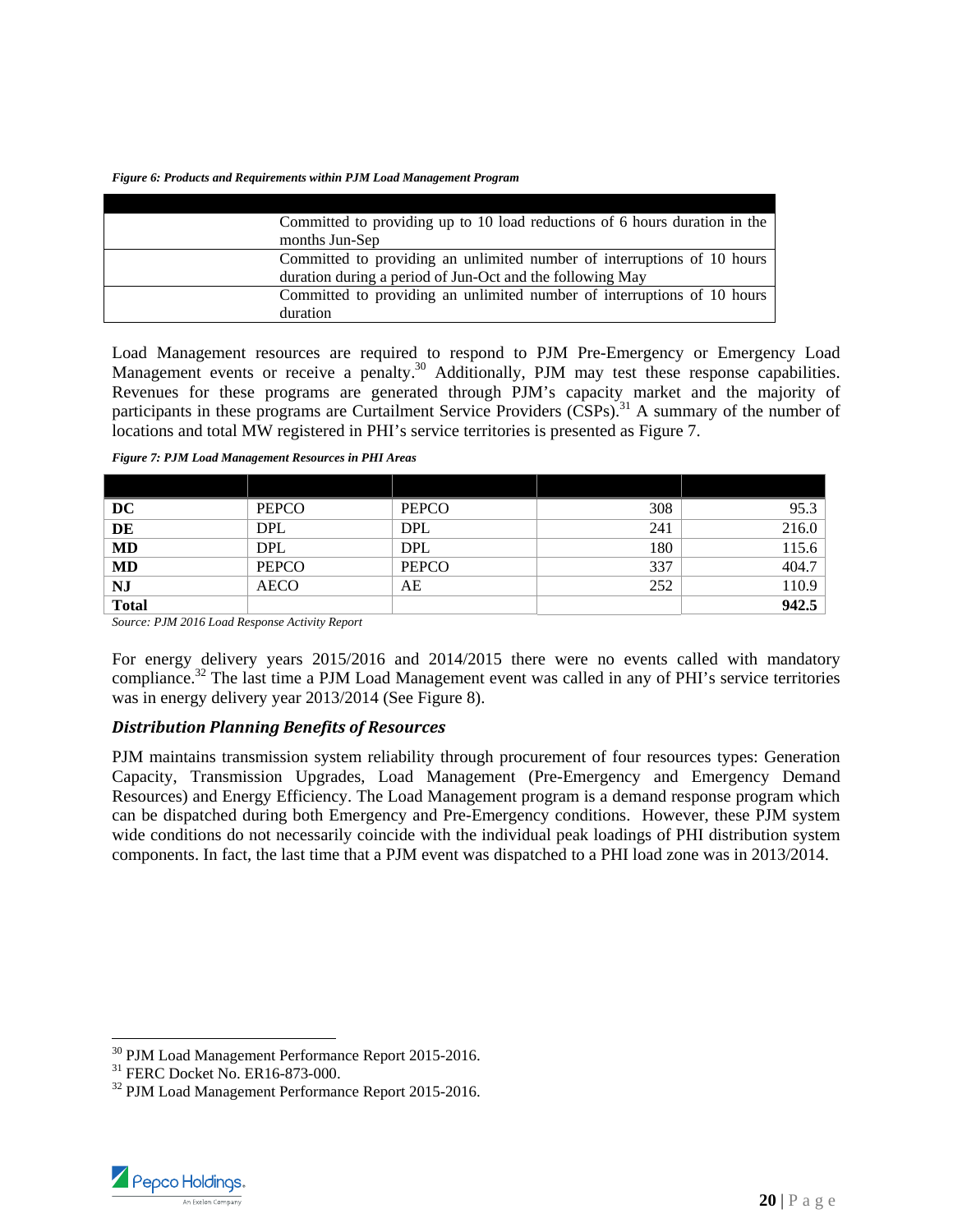*Figure 6: Products and Requirements within PJM Load Management Program*

| | |
|---|---|
| | Committed to providing up to 10 load reductions of 6 hours duration in the months Jun-Sep |
| | Committed to providing an unlimited number of interruptions of 10 hours duration during a period of Jun-Oct and the following May |
| | Committed to providing an unlimited number of interruptions of 10 hours duration |

Load Management resources are required to respond to PJM Pre-Emergency or Emergency Load Management events or receive a penalty.[30] Additionally, PJM may test these response capabilities. Revenues for these programs are generated through PJM's capacity market and the majority of participants in these programs are Curtailment Service Providers (CSPs).[31] A summary of the number of locations and total MW registered in PHI's service territories is presented as Figure 7.

*Figure 7: PJM Load Management Resources in PHI Areas*

| | | | | |
|---|---|---|---|---|
| **DC** | PEPCO | PEPCO | 308 | 95.3 |
| **DE** | DPL | DPL | 241 | 216.0 |
| **MD** | DPL | DPL | 180 | 115.6 |
| **MD** | PEPCO | PEPCO | 337 | 404.7 |
| **NJ** | AECO | AE | 252 | 110.9 |
| **Total** | | | | **942.5** |

*Source: PJM 2016 Load Response Activity Report*

For energy delivery years 2015/2016 and 2014/2015 there were no events called with mandatory compliance.[32] The last time a PJM Load Management event was called in any of PHI's service territories was in energy delivery year 2013/2014 (See Figure 8).

### *Distribution Planning Benefits of Resources*

PJM maintains transmission system reliability through procurement of four resources types: Generation Capacity, Transmission Upgrades, Load Management (Pre-Emergency and Emergency Demand Resources) and Energy Efficiency. The Load Management program is a demand response program which can be dispatched during both Emergency and Pre-Emergency conditions. However, these PJM system wide conditions do not necessarily coincide with the individual peak loadings of PHI distribution system components. In fact, the last time that a PJM event was dispatched to a PHI load zone was in 2013/2014.

---

[30] PJM Load Management Performance Report 2015-2016.

[31] FERC Docket No. ER16-873-000.

[32] PJM Load Management Performance Report 2015-2016.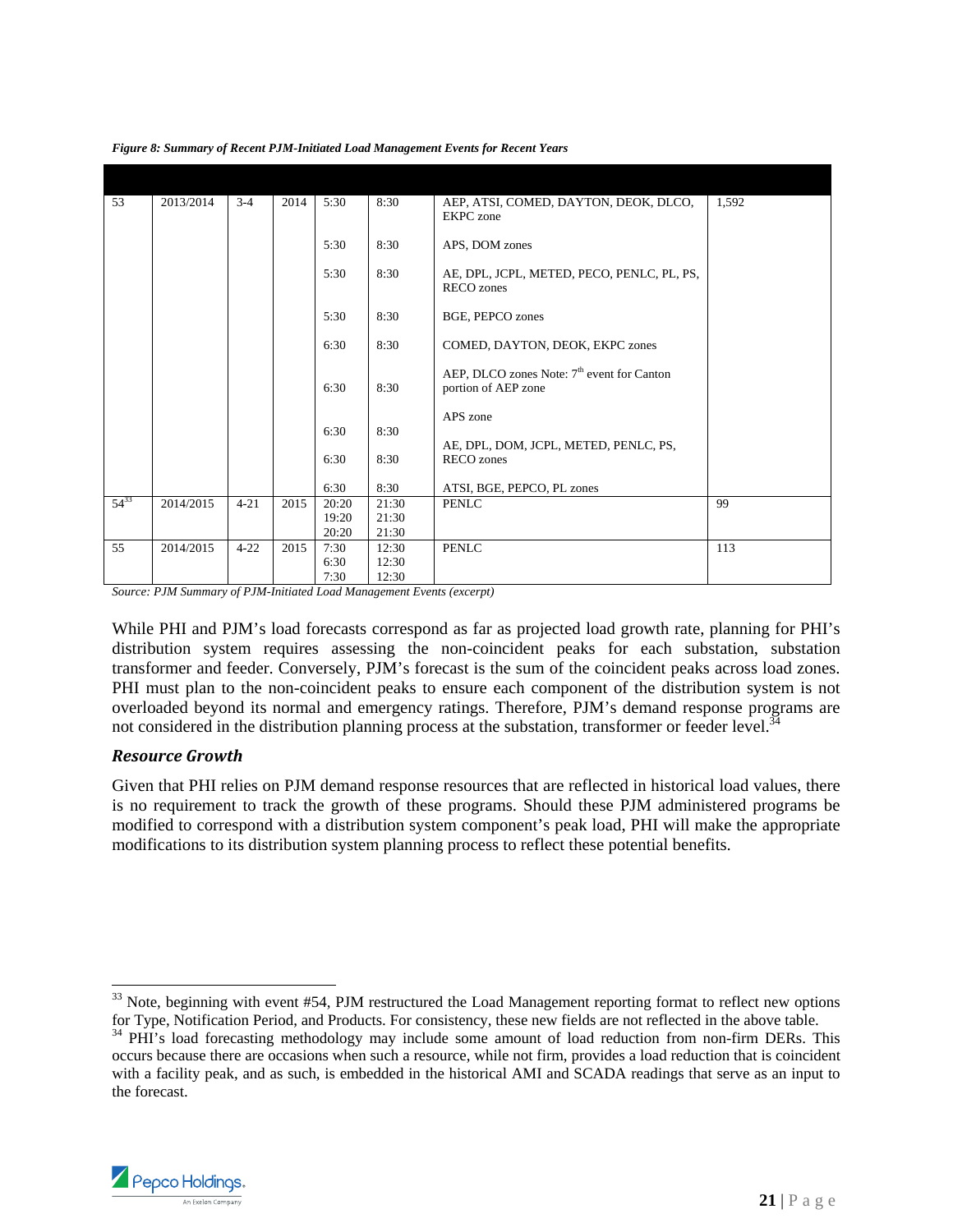*Figure 8: Summary of Recent PJM-Initiated Load Management Events for Recent Years*

| | | | | | | | |
|---|---|---|---|---|---|---|---|
| 53 | 2013/2014 | 3-4 | 2014 | 5:30 | 8:30 | AEP, ATSI, COMED, DAYTON, DEOK, DLCO, EKPC zone | 1,592 |
| | | | | 5:30 | 8:30 | APS, DOM zones | |
| | | | | 5:30 | 8:30 | AE, DPL, JCPL, METED, PECO, PENLC, PL, PS, RECO zones | |
| | | | | 5:30 | 8:30 | BGE, PEPCO zones | |
| | | | | 6:30 | 8:30 | COMED, DAYTON, DEOK, EKPC zones | |
| | | | | 6:30 | 8:30 | AEP, DLCO zones Note: 7th event for Canton portion of AEP zone | |
| | | | | 6:30 | 8:30 | APS zone | |
| | | | | 6:30 | 8:30 | AE, DPL, DOM, JCPL, METED, PENLC, PS, RECO zones | |
| | | | | 6:30 | 8:30 | ATSI, BGE, PEPCO, PL zones | |
| 54[33] | 2014/2015 | 4-21 | 2015 | 20:20<br>19:20<br>20:20 | 21:30<br>21:30<br>21:30 | PENLC | 99 |
| 55 | 2014/2015 | 4-22 | 2015 | 7:30<br>6:30<br>7:30 | 12:30<br>12:30<br>12:30 | PENLC | 113 |

*Source: PJM Summary of PJM-Initiated Load Management Events (excerpt)*

While PHI and PJM's load forecasts correspond as far as projected load growth rate, planning for PHI's distribution system requires assessing the non-coincident peaks for each substation, substation transformer and feeder. Conversely, PJM's forecast is the sum of the coincident peaks across load zones. PHI must plan to the non-coincident peaks to ensure each component of the distribution system is not overloaded beyond its normal and emergency ratings. Therefore, PJM's demand response programs are not considered in the distribution planning process at the substation, transformer or feeder level.[34]

### *Resource Growth*

Given that PHI relies on PJM demand response resources that are reflected in historical load values, there is no requirement to track the growth of these programs. Should these PJM administered programs be modified to correspond with a distribution system component's peak load, PHI will make the appropriate modifications to its distribution system planning process to reflect these potential benefits.

---

[33] Note, beginning with event #54, PJM restructured the Load Management reporting format to reflect new options for Type, Notification Period, and Products. For consistency, these new fields are not reflected in the above table.

[34] PHI's load forecasting methodology may include some amount of load reduction from non-firm DERs. This occurs because there are occasions when such a resource, while not firm, provides a load reduction that is coincident with a facility peak, and as such, is embedded in the historical AMI and SCADA readings that serve as an input to the forecast.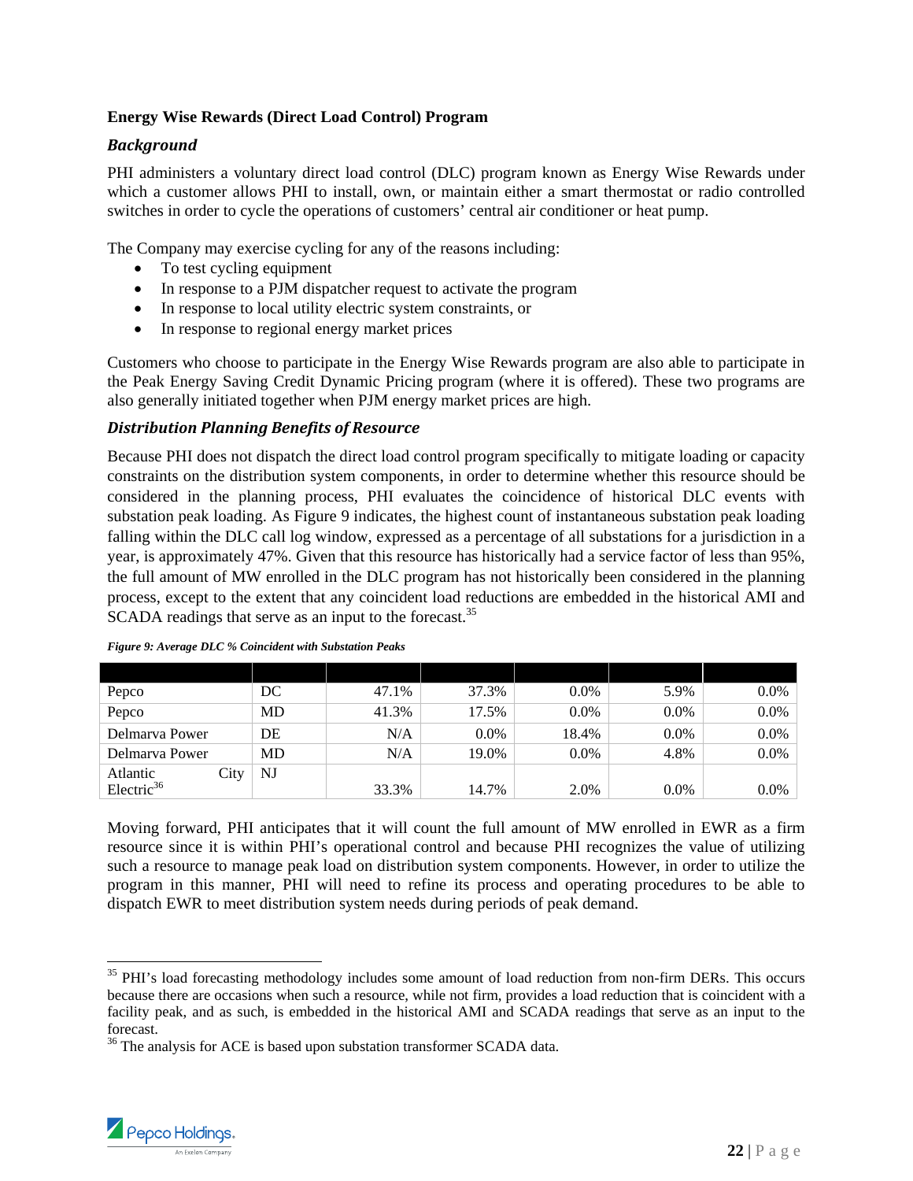**Energy Wise Rewards (Direct Load Control) Program**

### *Background*

PHI administers a voluntary direct load control (DLC) program known as Energy Wise Rewards under which a customer allows PHI to install, own, or maintain either a smart thermostat or radio controlled switches in order to cycle the operations of customers' central air conditioner or heat pump.

The Company may exercise cycling for any of the reasons including:

- To test cycling equipment
- In response to a PJM dispatcher request to activate the program
- In response to local utility electric system constraints, or
- In response to regional energy market prices

Customers who choose to participate in the Energy Wise Rewards program are also able to participate in the Peak Energy Saving Credit Dynamic Pricing program (where it is offered). These two programs are also generally initiated together when PJM energy market prices are high.

### *Distribution Planning Benefits of Resource*

Because PHI does not dispatch the direct load control program specifically to mitigate loading or capacity constraints on the distribution system components, in order to determine whether this resource should be considered in the planning process, PHI evaluates the coincidence of historical DLC events with substation peak loading. As Figure 9 indicates, the highest count of instantaneous substation peak loading falling within the DLC call log window, expressed as a percentage of all substations for a jurisdiction in a year, is approximately 47%. Given that this resource has historically had a service factor of less than 95%, the full amount of MW enrolled in the DLC program has not historically been considered in the planning process, except to the extent that any coincident load reductions are embedded in the historical AMI and SCADA readings that serve as an input to the forecast.[35]

*Figure 9: Average DLC % Coincident with Substation Peaks*

| | | | | | | |
|---|---|---|---|---|---|---|
| Pepco | DC | 47.1% | 37.3% | 0.0% | 5.9% | 0.0% |
| Pepco | MD | 41.3% | 17.5% | 0.0% | 0.0% | 0.0% |
| Delmarva Power | DE | N/A | 0.0% | 18.4% | 0.0% | 0.0% |
| Delmarva Power | MD | N/A | 19.0% | 0.0% | 4.8% | 0.0% |
| Atlantic City Electric[36] | NJ | 33.3% | 14.7% | 2.0% | 0.0% | 0.0% |

Moving forward, PHI anticipates that it will count the full amount of MW enrolled in EWR as a firm resource since it is within PHI's operational control and because PHI recognizes the value of utilizing such a resource to manage peak load on distribution system components. However, in order to utilize the program in this manner, PHI will need to refine its process and operating procedures to be able to dispatch EWR to meet distribution system needs during periods of peak demand.

[35] PHI's load forecasting methodology includes some amount of load reduction from non-firm DERs. This occurs because there are occasions when such a resource, while not firm, provides a load reduction that is coincident with a facility peak, and as such, is embedded in the historical AMI and SCADA readings that serve as an input to the forecast.

[36] The analysis for ACE is based upon substation transformer SCADA data.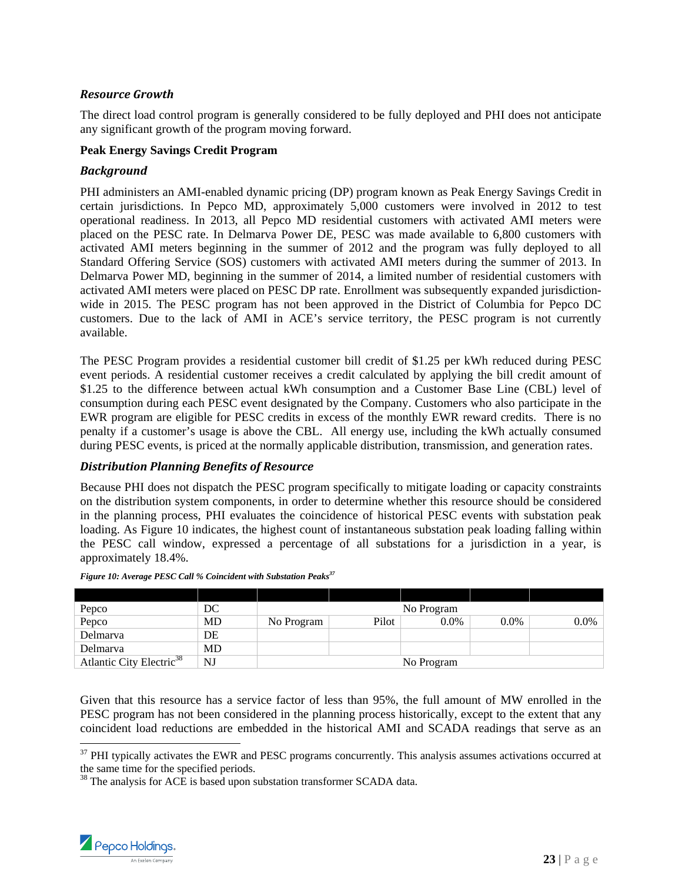### *Resource Growth*

The direct load control program is generally considered to be fully deployed and PHI does not anticipate any significant growth of the program moving forward.

**Peak Energy Savings Credit Program**

### *Background*

PHI administers an AMI-enabled dynamic pricing (DP) program known as Peak Energy Savings Credit in certain jurisdictions. In Pepco MD, approximately 5,000 customers were involved in 2012 to test operational readiness. In 2013, all Pepco MD residential customers with activated AMI meters were placed on the PESC rate. In Delmarva Power DE, PESC was made available to 6,800 customers with activated AMI meters beginning in the summer of 2012 and the program was fully deployed to all Standard Offering Service (SOS) customers with activated AMI meters during the summer of 2013. In Delmarva Power MD, beginning in the summer of 2014, a limited number of residential customers with activated AMI meters were placed on PESC DP rate. Enrollment was subsequently expanded jurisdiction-wide in 2015. The PESC program has not been approved in the District of Columbia for Pepco DC customers. Due to the lack of AMI in ACE's service territory, the PESC program is not currently available.

The PESC Program provides a residential customer bill credit of $1.25 per kWh reduced during PESC event periods. A residential customer receives a credit calculated by applying the bill credit amount of $1.25 to the difference between actual kWh consumption and a Customer Base Line (CBL) level of consumption during each PESC event designated by the Company. Customers who also participate in the EWR program are eligible for PESC credits in excess of the monthly EWR reward credits. There is no penalty if a customer's usage is above the CBL. All energy use, including the kWh actually consumed during PESC events, is priced at the normally applicable distribution, transmission, and generation rates.

### *Distribution Planning Benefits of Resource*

Because PHI does not dispatch the PESC program specifically to mitigate loading or capacity constraints on the distribution system components, in order to determine whether this resource should be considered in the planning process, PHI evaluates the coincidence of historical PESC events with substation peak loading. As Figure 10 indicates, the highest count of instantaneous substation peak loading falling within the PESC call window, expressed a percentage of all substations for a jurisdiction in a year, is approximately 18.4%.

*Figure 10: Average PESC Call % Coincident with Substation Peaks[37]*

| | | | | | | |
|---|---|---|---|---|---|---|
| Pepco | DC | | | No Program | | |
| Pepco | MD | No Program | Pilot | 0.0% | 0.0% | 0.0% |
| Delmarva | DE | | | | | |
| Delmarva | MD | | | | | |
| Atlantic City Electric[38] | NJ | | | No Program | | |

Given that this resource has a service factor of less than 95%, the full amount of MW enrolled in the PESC program has not been considered in the planning process historically, except to the extent that any coincident load reductions are embedded in the historical AMI and SCADA readings that serve as an

[37] PHI typically activates the EWR and PESC programs concurrently. This analysis assumes activations occurred at the same time for the specified periods.

[38] The analysis for ACE is based upon substation transformer SCADA data.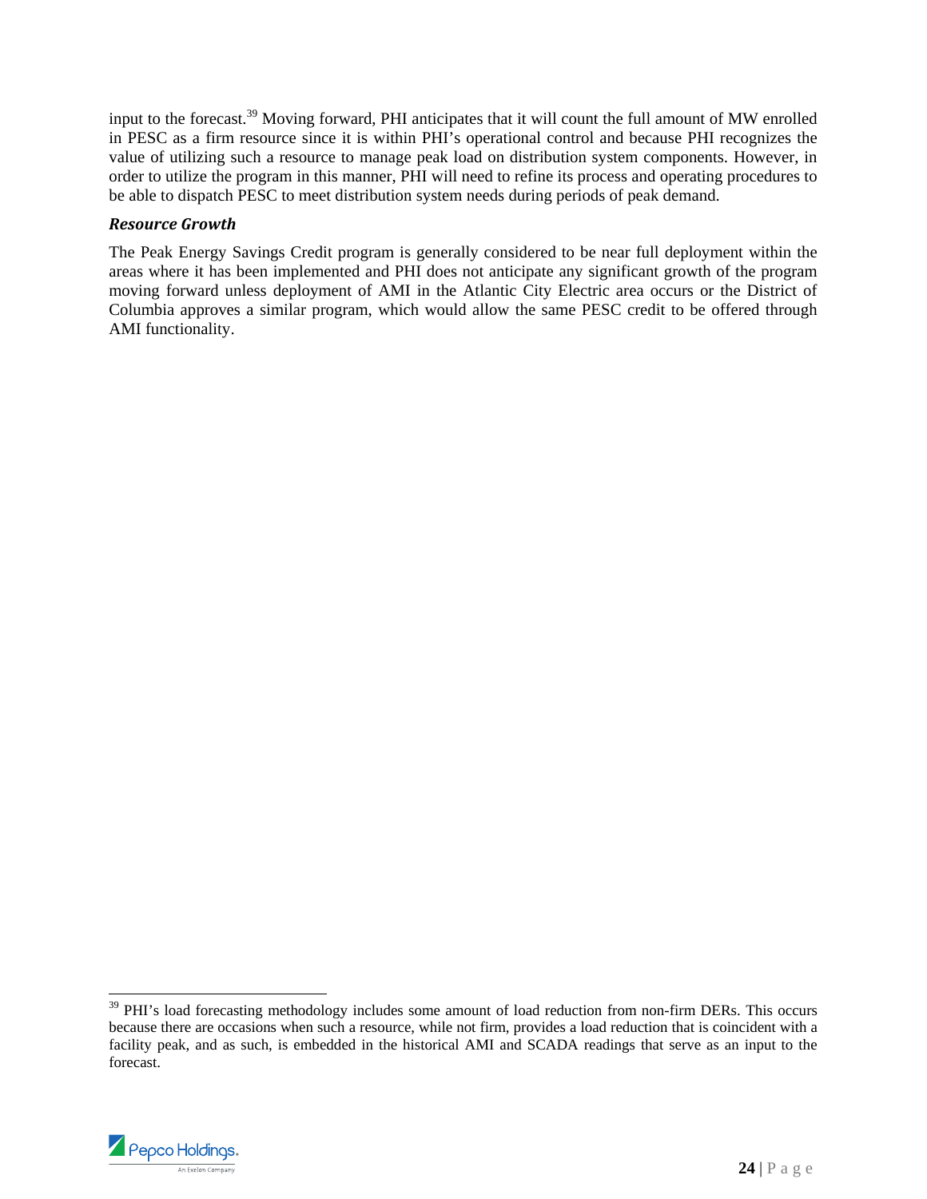input to the forecast.[39] Moving forward, PHI anticipates that it will count the full amount of MW enrolled in PESC as a firm resource since it is within PHI's operational control and because PHI recognizes the value of utilizing such a resource to manage peak load on distribution system components. However, in order to utilize the program in this manner, PHI will need to refine its process and operating procedures to be able to dispatch PESC to meet distribution system needs during periods of peak demand.

### *Resource Growth*

The Peak Energy Savings Credit program is generally considered to be near full deployment within the areas where it has been implemented and PHI does not anticipate any significant growth of the program moving forward unless deployment of AMI in the Atlantic City Electric area occurs or the District of Columbia approves a similar program, which would allow the same PESC credit to be offered through AMI functionality.

---

[39] PHI's load forecasting methodology includes some amount of load reduction from non-firm DERs. This occurs because there are occasions when such a resource, while not firm, provides a load reduction that is coincident with a facility peak, and as such, is embedded in the historical AMI and SCADA readings that serve as an input to the forecast.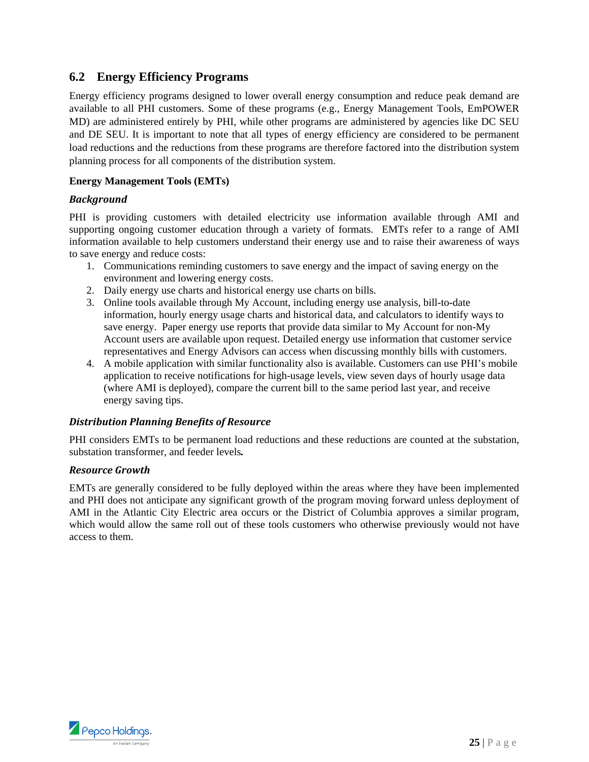## 6.2 Energy Efficiency Programs

Energy efficiency programs designed to lower overall energy consumption and reduce peak demand are available to all PHI customers. Some of these programs (e.g., Energy Management Tools, EmPOWER MD) are administered entirely by PHI, while other programs are administered by agencies like DC SEU and DE SEU. It is important to note that all types of energy efficiency are considered to be permanent load reductions and the reductions from these programs are therefore factored into the distribution system planning process for all components of the distribution system.

**Energy Management Tools (EMTs)**

### *Background*

PHI is providing customers with detailed electricity use information available through AMI and supporting ongoing customer education through a variety of formats. EMTs refer to a range of AMI information available to help customers understand their energy use and to raise their awareness of ways to save energy and reduce costs:

1. Communications reminding customers to save energy and the impact of saving energy on the environment and lowering energy costs.
2. Daily energy use charts and historical energy use charts on bills.
3. Online tools available through My Account, including energy use analysis, bill-to-date information, hourly energy usage charts and historical data, and calculators to identify ways to save energy. Paper energy use reports that provide data similar to My Account for non-My Account users are available upon request. Detailed energy use information that customer service representatives and Energy Advisors can access when discussing monthly bills with customers.
4. A mobile application with similar functionality also is available. Customers can use PHI's mobile application to receive notifications for high-usage levels, view seven days of hourly usage data (where AMI is deployed), compare the current bill to the same period last year, and receive energy saving tips.

### *Distribution Planning Benefits of Resource*

PHI considers EMTs to be permanent load reductions and these reductions are counted at the substation, substation transformer, and feeder levels.

### *Resource Growth*

EMTs are generally considered to be fully deployed within the areas where they have been implemented and PHI does not anticipate any significant growth of the program moving forward unless deployment of AMI in the Atlantic City Electric area occurs or the District of Columbia approves a similar program, which would allow the same roll out of these tools customers who otherwise previously would not have access to them.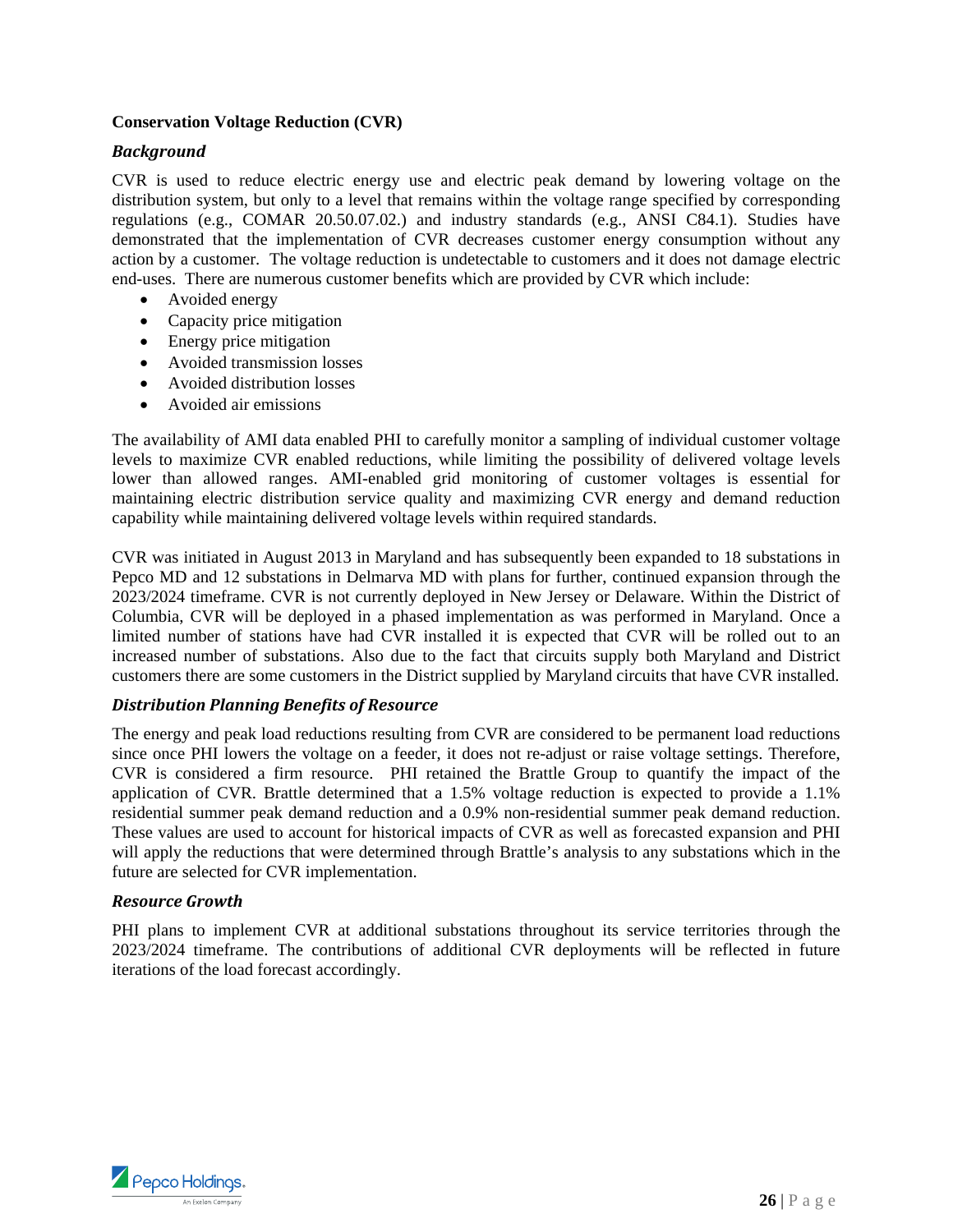**Conservation Voltage Reduction (CVR)**

### *Background*

CVR is used to reduce electric energy use and electric peak demand by lowering voltage on the distribution system, but only to a level that remains within the voltage range specified by corresponding regulations (e.g., COMAR 20.50.07.02.) and industry standards (e.g., ANSI C84.1). Studies have demonstrated that the implementation of CVR decreases customer energy consumption without any action by a customer. The voltage reduction is undetectable to customers and it does not damage electric end-uses. There are numerous customer benefits which are provided by CVR which include:

- Avoided energy
- Capacity price mitigation
- Energy price mitigation
- Avoided transmission losses
- Avoided distribution losses
- Avoided air emissions

The availability of AMI data enabled PHI to carefully monitor a sampling of individual customer voltage levels to maximize CVR enabled reductions, while limiting the possibility of delivered voltage levels lower than allowed ranges. AMI-enabled grid monitoring of customer voltages is essential for maintaining electric distribution service quality and maximizing CVR energy and demand reduction capability while maintaining delivered voltage levels within required standards.

CVR was initiated in August 2013 in Maryland and has subsequently been expanded to 18 substations in Pepco MD and 12 substations in Delmarva MD with plans for further, continued expansion through the 2023/2024 timeframe. CVR is not currently deployed in New Jersey or Delaware. Within the District of Columbia, CVR will be deployed in a phased implementation as was performed in Maryland. Once a limited number of stations have had CVR installed it is expected that CVR will be rolled out to an increased number of substations. Also due to the fact that circuits supply both Maryland and District customers there are some customers in the District supplied by Maryland circuits that have CVR installed.

### *Distribution Planning Benefits of Resource*

The energy and peak load reductions resulting from CVR are considered to be permanent load reductions since once PHI lowers the voltage on a feeder, it does not re-adjust or raise voltage settings. Therefore, CVR is considered a firm resource. PHI retained the Brattle Group to quantify the impact of the application of CVR. Brattle determined that a 1.5% voltage reduction is expected to provide a 1.1% residential summer peak demand reduction and a 0.9% non-residential summer peak demand reduction. These values are used to account for historical impacts of CVR as well as forecasted expansion and PHI will apply the reductions that were determined through Brattle's analysis to any substations which in the future are selected for CVR implementation.

### *Resource Growth*

PHI plans to implement CVR at additional substations throughout its service territories through the 2023/2024 timeframe. The contributions of additional CVR deployments will be reflected in future iterations of the load forecast accordingly.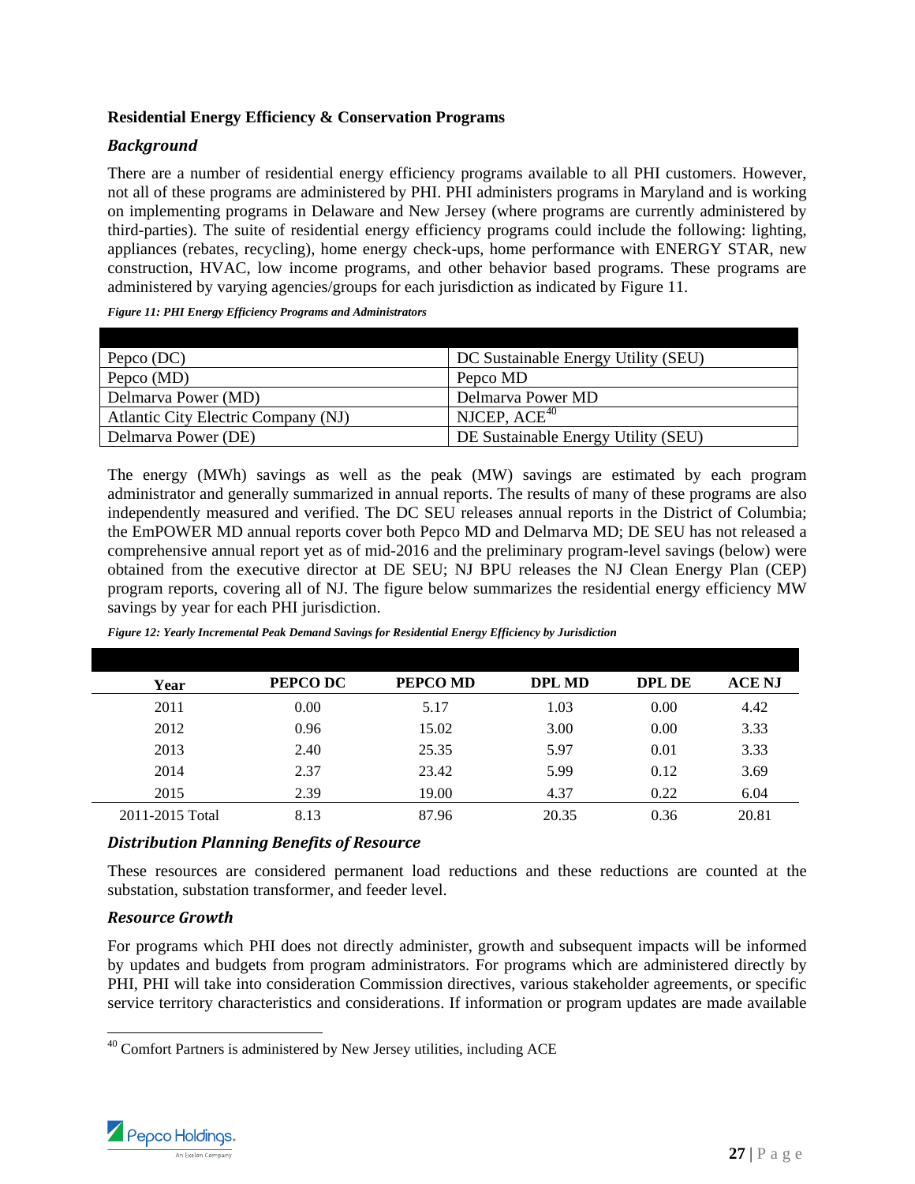**Residential Energy Efficiency & Conservation Programs**

### *Background*

There are a number of residential energy efficiency programs available to all PHI customers. However, not all of these programs are administered by PHI. PHI administers programs in Maryland and is working on implementing programs in Delaware and New Jersey (where programs are currently administered by third-parties). The suite of residential energy efficiency programs could include the following: lighting, appliances (rebates, recycling), home energy check-ups, home performance with ENERGY STAR, new construction, HVAC, low income programs, and other behavior based programs. These programs are administered by varying agencies/groups for each jurisdiction as indicated by Figure 11.

*Figure 11: PHI Energy Efficiency Programs and Administrators*

| | |
|---|---|
| Pepco (DC) | DC Sustainable Energy Utility (SEU) |
| Pepco (MD) | Pepco MD |
| Delmarva Power (MD) | Delmarva Power MD |
| Atlantic City Electric Company (NJ) | NJCEP, ACE[40] |
| Delmarva Power (DE) | DE Sustainable Energy Utility (SEU) |

The energy (MWh) savings as well as the peak (MW) savings are estimated by each program administrator and generally summarized in annual reports. The results of many of these programs are also independently measured and verified. The DC SEU releases annual reports in the District of Columbia; the EmPOWER MD annual reports cover both Pepco MD and Delmarva MD; DE SEU has not released a comprehensive annual report yet as of mid-2016 and the preliminary program-level savings (below) were obtained from the executive director at DE SEU; NJ BPU releases the NJ Clean Energy Plan (CEP) program reports, covering all of NJ. The figure below summarizes the residential energy efficiency MW savings by year for each PHI jurisdiction.

*Figure 12: Yearly Incremental Peak Demand Savings for Residential Energy Efficiency by Jurisdiction*

| Year | PEPCO DC | PEPCO MD | DPL MD | DPL DE | ACE NJ |
|---|---|---|---|---|---|
| 2011 | 0.00 | 5.17 | 1.03 | 0.00 | 4.42 |
| 2012 | 0.96 | 15.02 | 3.00 | 0.00 | 3.33 |
| 2013 | 2.40 | 25.35 | 5.97 | 0.01 | 3.33 |
| 2014 | 2.37 | 23.42 | 5.99 | 0.12 | 3.69 |
| 2015 | 2.39 | 19.00 | 4.37 | 0.22 | 6.04 |
| 2011-2015 Total | 8.13 | 87.96 | 20.35 | 0.36 | 20.81 |

### *Distribution Planning Benefits of Resource*

These resources are considered permanent load reductions and these reductions are counted at the substation, substation transformer, and feeder level.

### *Resource Growth*

For programs which PHI does not directly administer, growth and subsequent impacts will be informed by updates and budgets from program administrators. For programs which are administered directly by PHI, PHI will take into consideration Commission directives, various stakeholder agreements, or specific service territory characteristics and considerations. If information or program updates are made available

[40] Comfort Partners is administered by New Jersey utilities, including ACE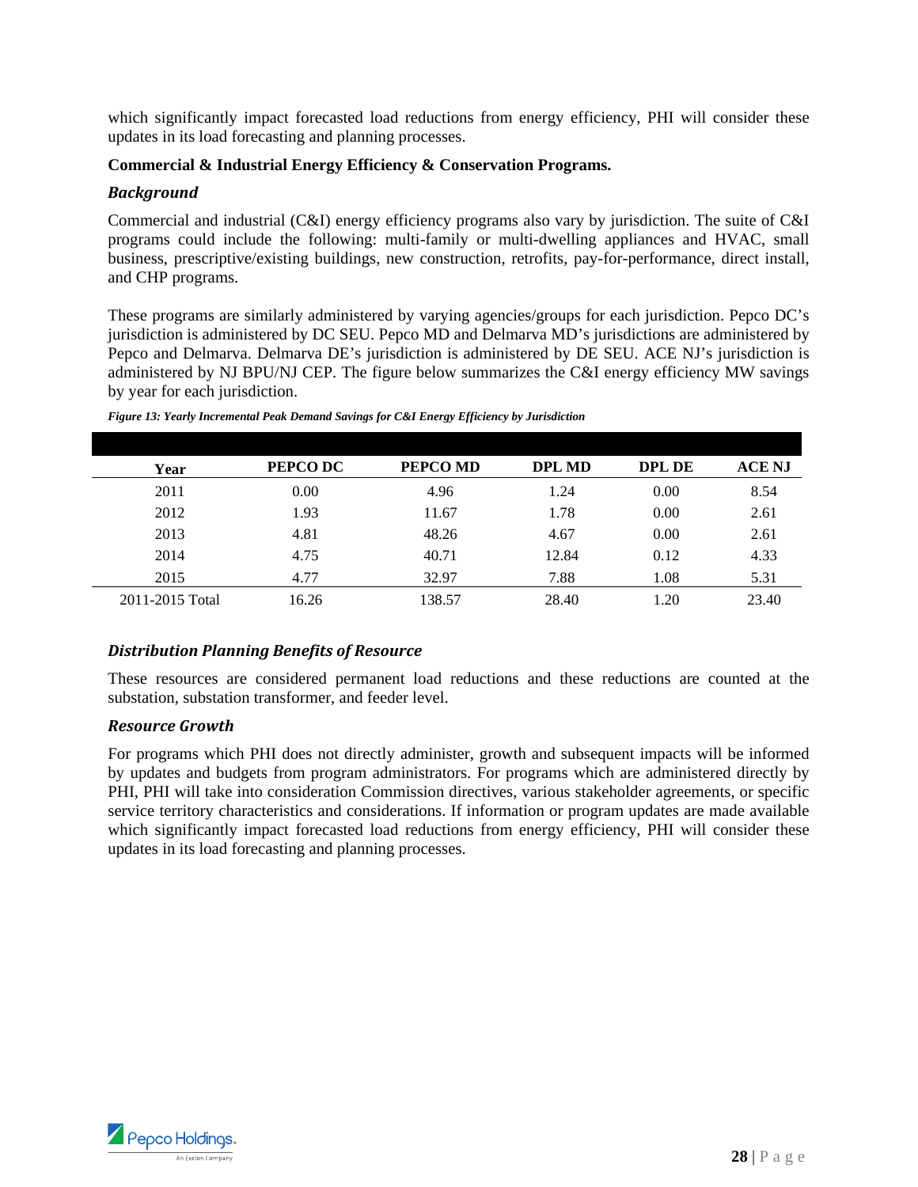which significantly impact forecasted load reductions from energy efficiency, PHI will consider these updates in its load forecasting and planning processes.

**Commercial & Industrial Energy Efficiency & Conservation Programs.**

### *Background*

Commercial and industrial (C&I) energy efficiency programs also vary by jurisdiction. The suite of C&I programs could include the following: multi-family or multi-dwelling appliances and HVAC, small business, prescriptive/existing buildings, new construction, retrofits, pay-for-performance, direct install, and CHP programs.

These programs are similarly administered by varying agencies/groups for each jurisdiction. Pepco DC's jurisdiction is administered by DC SEU. Pepco MD and Delmarva MD's jurisdictions are administered by Pepco and Delmarva. Delmarva DE's jurisdiction is administered by DE SEU. ACE NJ's jurisdiction is administered by NJ BPU/NJ CEP. The figure below summarizes the C&I energy efficiency MW savings by year for each jurisdiction.

*Figure 13: Yearly Incremental Peak Demand Savings for C&I Energy Efficiency by Jurisdiction*

| Year | PEPCO DC | PEPCO MD | DPL MD | DPL DE | ACE NJ |
|---|---|---|---|---|---|
| 2011 | 0.00 | 4.96 | 1.24 | 0.00 | 8.54 |
| 2012 | 1.93 | 11.67 | 1.78 | 0.00 | 2.61 |
| 2013 | 4.81 | 48.26 | 4.67 | 0.00 | 2.61 |
| 2014 | 4.75 | 40.71 | 12.84 | 0.12 | 4.33 |
| 2015 | 4.77 | 32.97 | 7.88 | 1.08 | 5.31 |
| 2011-2015 Total | 16.26 | 138.57 | 28.40 | 1.20 | 23.40 |

### *Distribution Planning Benefits of Resource*

These resources are considered permanent load reductions and these reductions are counted at the substation, substation transformer, and feeder level.

### *Resource Growth*

For programs which PHI does not directly administer, growth and subsequent impacts will be informed by updates and budgets from program administrators. For programs which are administered directly by PHI, PHI will take into consideration Commission directives, various stakeholder agreements, or specific service territory characteristics and considerations. If information or program updates are made available which significantly impact forecasted load reductions from energy efficiency, PHI will consider these updates in its load forecasting and planning processes.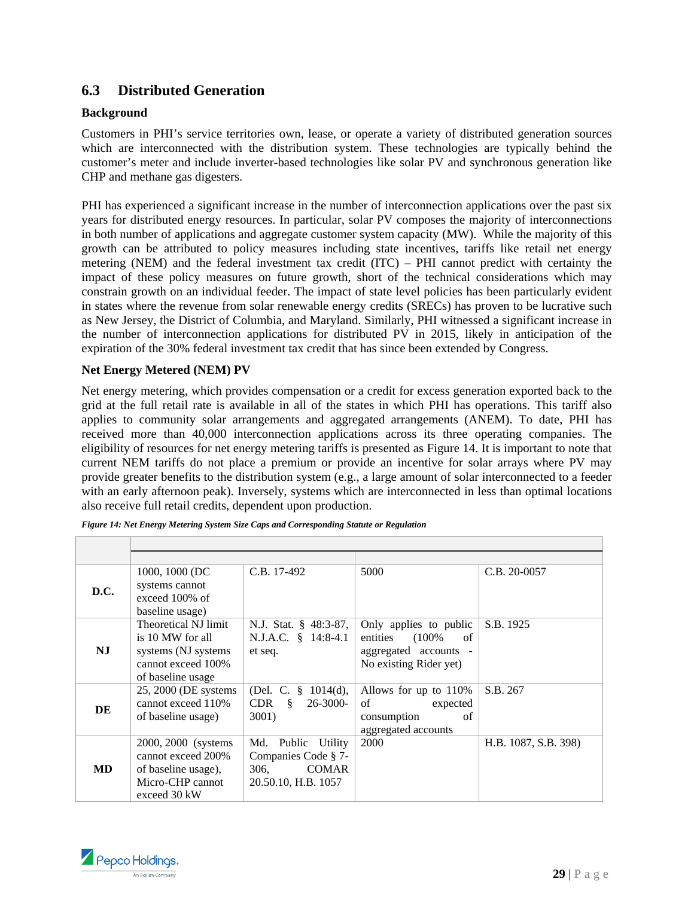## 6.3 Distributed Generation

**Background**

Customers in PHI's service territories own, lease, or operate a variety of distributed generation sources which are interconnected with the distribution system. These technologies are typically behind the customer's meter and include inverter-based technologies like solar PV and synchronous generation like CHP and methane gas digesters.

PHI has experienced a significant increase in the number of interconnection applications over the past six years for distributed energy resources. In particular, solar PV composes the majority of interconnections in both number of applications and aggregate customer system capacity (MW). While the majority of this growth can be attributed to policy measures including state incentives, tariffs like retail net energy metering (NEM) and the federal investment tax credit (ITC) – PHI cannot predict with certainty the impact of these policy measures on future growth, short of the technical considerations which may constrain growth on an individual feeder. The impact of state level policies has been particularly evident in states where the revenue from solar renewable energy credits (SRECs) has proven to be lucrative such as New Jersey, the District of Columbia, and Maryland. Similarly, PHI witnessed a significant increase in the number of interconnection applications for distributed PV in 2015, likely in anticipation of the expiration of the 30% federal investment tax credit that has since been extended by Congress.

**Net Energy Metered (NEM) PV**

Net energy metering, which provides compensation or a credit for excess generation exported back to the grid at the full retail rate is available in all of the states in which PHI has operations. This tariff also applies to community solar arrangements and aggregated arrangements (ANEM). To date, PHI has received more than 40,000 interconnection applications across its three operating companies. The eligibility of resources for net energy metering tariffs is presented as Figure 14. It is important to note that current NEM tariffs do not place a premium or provide an incentive for solar arrays where PV may provide greater benefits to the distribution system (e.g., a large amount of solar interconnected to a feeder with an early afternoon peak). Inversely, systems which are interconnected in less than optimal locations also receive full retail credits, dependent upon production.

*Figure 14: Net Energy Metering System Size Caps and Corresponding Statute or Regulation*

| | | | | |
|---|---|---|---|---|
| **D.C.** | 1000, 1000 (DC systems cannot exceed 100% of baseline usage) | C.B. 17-492 | 5000 | C.B. 20-0057 |
| **NJ** | Theoretical NJ limit is 10 MW for all systems (NJ systems cannot exceed 100% of baseline usage | N.J. Stat. § 48:3-87, N.J.A.C. § 14:8-4.1 et seq. | Only applies to public entities (100% of aggregated accounts - No existing Rider yet) | S.B. 1925 |
| **DE** | 25, 2000 (DE systems cannot exceed 110% of baseline usage) | (Del. C. § 1014(d), CDR § 26-3000-3001) | Allows for up to 110% of expected consumption of aggregated accounts | S.B. 267 |
| **MD** | 2000, 2000 (systems cannot exceed 200% of baseline usage), Micro-CHP cannot exceed 30 kW | Md. Public Utility Companies Code § 7-306, COMAR 20.50.10, H.B. 1057 | 2000 | H.B. 1087, S.B. 398) |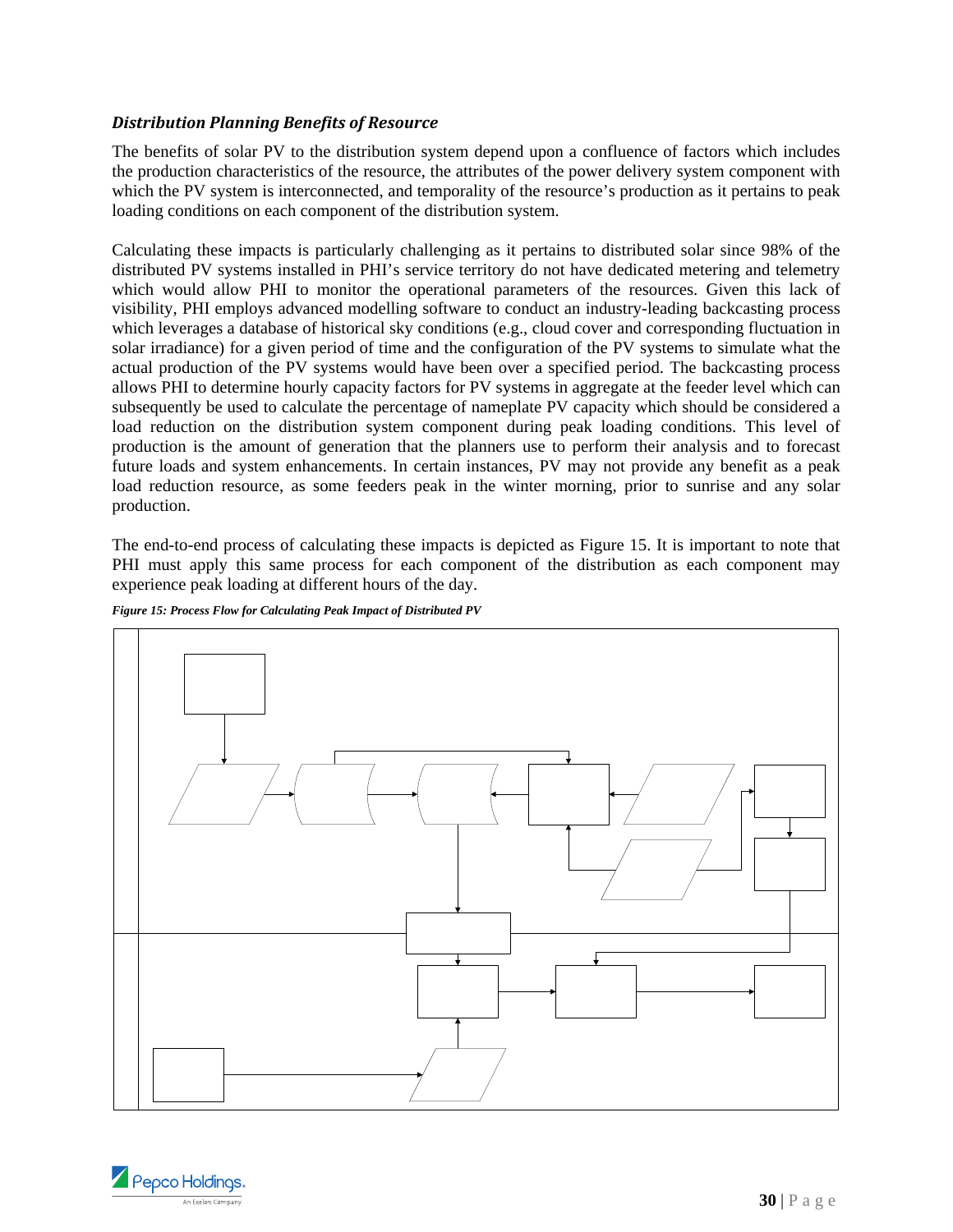### *Distribution Planning Benefits of Resource*

The benefits of solar PV to the distribution system depend upon a confluence of factors which includes the production characteristics of the resource, the attributes of the power delivery system component with which the PV system is interconnected, and temporality of the resource's production as it pertains to peak loading conditions on each component of the distribution system.

Calculating these impacts is particularly challenging as it pertains to distributed solar since 98% of the distributed PV systems installed in PHI's service territory do not have dedicated metering and telemetry which would allow PHI to monitor the operational parameters of the resources. Given this lack of visibility, PHI employs advanced modelling software to conduct an industry-leading backcasting process which leverages a database of historical sky conditions (e.g., cloud cover and corresponding fluctuation in solar irradiance) for a given period of time and the configuration of the PV systems to simulate what the actual production of the PV systems would have been over a specified period. The backcasting process allows PHI to determine hourly capacity factors for PV systems in aggregate at the feeder level which can subsequently be used to calculate the percentage of nameplate PV capacity which should be considered a load reduction on the distribution system component during peak loading conditions. This level of production is the amount of generation that the planners use to perform their analysis and to forecast future loads and system enhancements. In certain instances, PV may not provide any benefit as a peak load reduction resource, as some feeders peak in the winter morning, prior to sunrise and any solar production.

The end-to-end process of calculating these impacts is depicted as Figure 15. It is important to note that PHI must apply this same process for each component of the distribution as each component may experience peak loading at different hours of the day.

***Figure 15: Process Flow for Calculating Peak Impact of Distributed PV***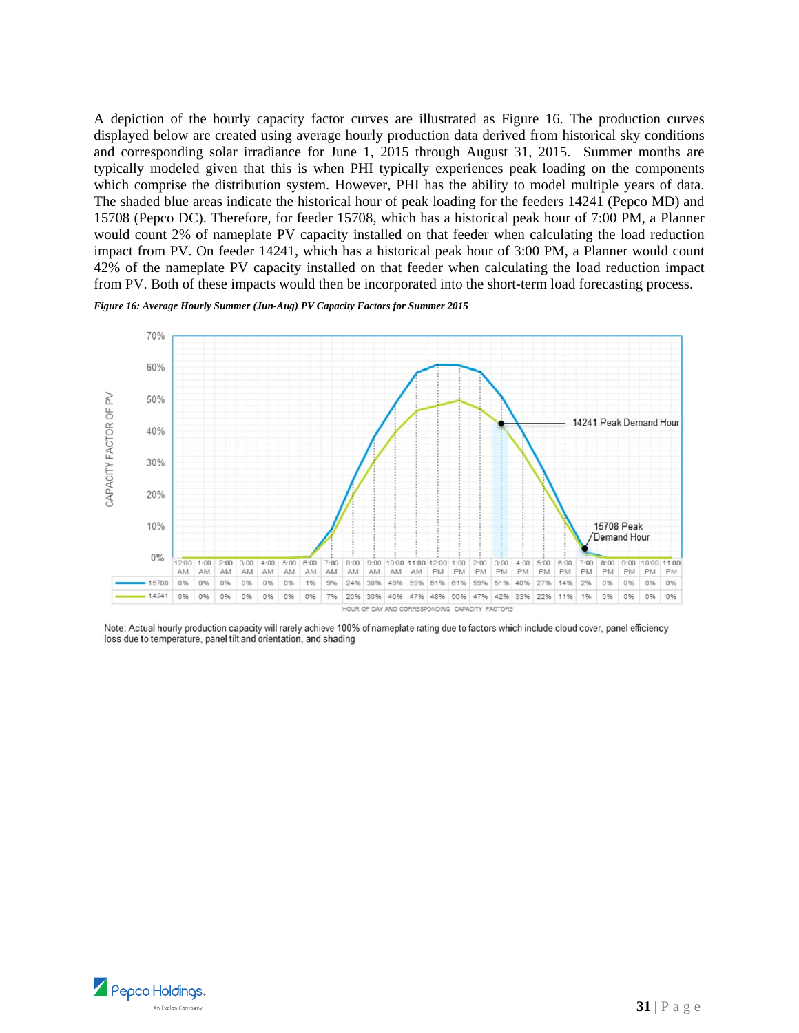A depiction of the hourly capacity factor curves are illustrated as Figure 16. The production curves displayed below are created using average hourly production data derived from historical sky conditions and corresponding solar irradiance for June 1, 2015 through August 31, 2015. Summer months are typically modeled given that this is when PHI typically experiences peak loading on the components which comprise the distribution system. However, PHI has the ability to model multiple years of data. The shaded blue areas indicate the historical hour of peak loading for the feeders 14241 (Pepco MD) and 15708 (Pepco DC). Therefore, for feeder 15708, which has a historical peak hour of 7:00 PM, a Planner would count 2% of nameplate PV capacity installed on that feeder when calculating the load reduction impact from PV. On feeder 14241, which has a historical peak hour of 3:00 PM, a Planner would count 42% of the nameplate PV capacity installed on that feeder when calculating the load reduction impact from PV. Both of these impacts would then be incorporated into the short-term load forecasting process.

*Figure 16: Average Hourly Summer (Jun-Aug) PV Capacity Factors for Summer 2015*

HOUR OF DAY AND CORRESPONDING CAPACITY FACTORS

| | 12:00 AM | 1:00 AM | 2:00 AM | 3:00 AM | 4:00 AM | 5:00 AM | 6:00 AM | 7:00 AM | 8:00 AM | 9:00 AM | 10:00 AM | 11:00 AM | 12:00 PM | 1:00 PM | 2:00 PM | 3:00 PM | 4:00 PM | 5:00 PM | 6:00 PM | 7:00 PM | 8:00 PM | 9:00 PM | 10:00 PM | 11:00 PM |
|---|---|---|---|---|---|---|---|---|---|---|---|---|---|---|---|---|---|---|---|---|---|---|---|---|
| 15708 | 0% | 0% | 0% | 0% | 0% | 0% | 1% | 9% | 24% | 38% | 49% | 59% | 61% | 61% | 59% | 51% | 40% | 27% | 14% | 2% | 0% | 0% | 0% | 0% |
| 14241 | 0% | 0% | 0% | 0% | 0% | 0% | 0% | 7% | 20% | 30% | 40% | 47% | 48% | 50% | 47% | 42% | 33% | 22% | 11% | 1% | 0% | 0% | 0% | 0% |

Note: Actual hourly production capacity will rarely achieve 100% of nameplate rating due to factors which include cloud cover, panel efficiency loss due to temperature, panel tilt and orientation, and shading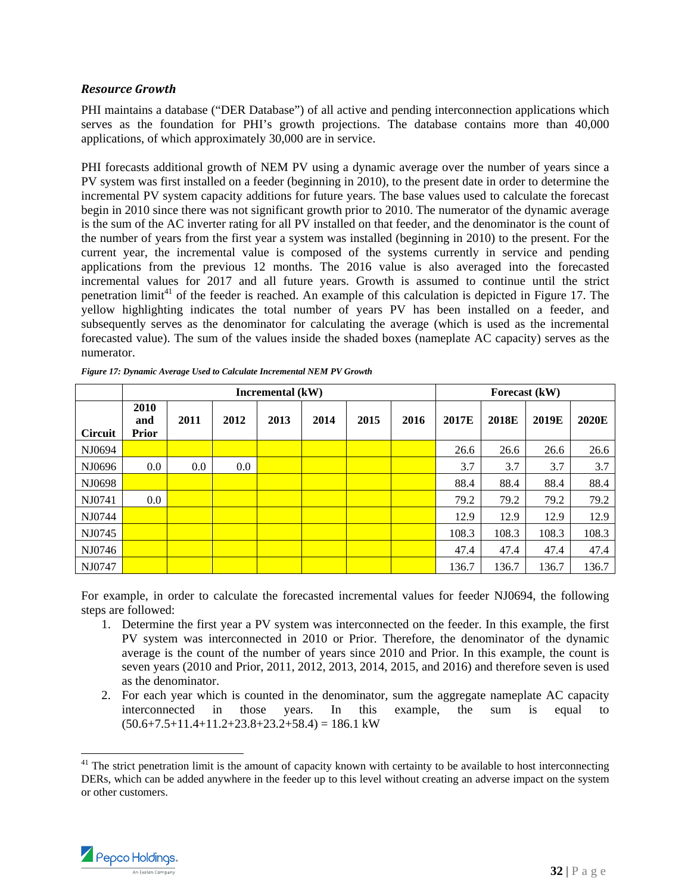### *Resource Growth*

PHI maintains a database ("DER Database") of all active and pending interconnection applications which serves as the foundation for PHI's growth projections. The database contains more than 40,000 applications, of which approximately 30,000 are in service.

PHI forecasts additional growth of NEM PV using a dynamic average over the number of years since a PV system was first installed on a feeder (beginning in 2010), to the present date in order to determine the incremental PV system capacity additions for future years. The base values used to calculate the forecast begin in 2010 since there was not significant growth prior to 2010. The numerator of the dynamic average is the sum of the AC inverter rating for all PV installed on that feeder, and the denominator is the count of the number of years from the first year a system was installed (beginning in 2010) to the present. For the current year, the incremental value is composed of the systems currently in service and pending applications from the previous 12 months. The 2016 value is also averaged into the forecasted incremental values for 2017 and all future years. Growth is assumed to continue until the strict penetration limit[41] of the feeder is reached. An example of this calculation is depicted in Figure 17. The yellow highlighting indicates the total number of years PV has been installed on a feeder, and subsequently serves as the denominator for calculating the average (which is used as the incremental forecasted value). The sum of the values inside the shaded boxes (nameplate AC capacity) serves as the numerator.

***Figure 17: Dynamic Average Used to Calculate Incremental NEM PV Growth***

| | Incremental (kW) | | | | | | | Forecast (kW) | | | |
|---|---|---|---|---|---|---|---|---|---|---|---|
| **Circuit** | **2010 and Prior** | **2011** | **2012** | **2013** | **2014** | **2015** | **2016** | **2017E** | **2018E** | **2019E** | **2020E** |
| NJ0694 | | | | | | | | 26.6 | 26.6 | 26.6 | 26.6 |
| NJ0696 | 0.0 | 0.0 | 0.0 | | | | | 3.7 | 3.7 | 3.7 | 3.7 |
| NJ0698 | | | | | | | | 88.4 | 88.4 | 88.4 | 88.4 |
| NJ0741 | 0.0 | | | | | | | 79.2 | 79.2 | 79.2 | 79.2 |
| NJ0744 | | | | | | | | 12.9 | 12.9 | 12.9 | 12.9 |
| NJ0745 | | | | | | | | 108.3 | 108.3 | 108.3 | 108.3 |
| NJ0746 | | | | | | | | 47.4 | 47.4 | 47.4 | 47.4 |
| NJ0747 | | | | | | | | 136.7 | 136.7 | 136.7 | 136.7 |

For example, in order to calculate the forecasted incremental values for feeder NJ0694, the following steps are followed:

1. Determine the first year a PV system was interconnected on the feeder. In this example, the first PV system was interconnected in 2010 or Prior. Therefore, the denominator of the dynamic average is the count of the number of years since 2010 and Prior. In this example, the count is seven years (2010 and Prior, 2011, 2012, 2013, 2014, 2015, and 2016) and therefore seven is used as the denominator.
2. For each year which is counted in the denominator, sum the aggregate nameplate AC capacity interconnected in those years. In this example, the sum is equal to (50.6+7.5+11.4+11.2+23.8+23.2+58.4) = 186.1 kW

[41] The strict penetration limit is the amount of capacity known with certainty to be available to host interconnecting DERs, which can be added anywhere in the feeder up to this level without creating an adverse impact on the system or other customers.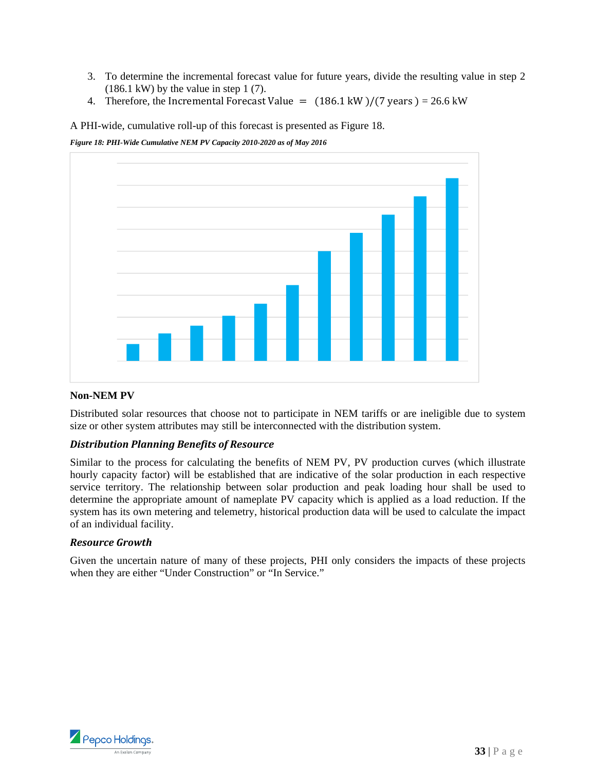3. To determine the incremental forecast value for future years, divide the resulting value in step 2 (186.1 kW) by the value in step 1 (7).
4. Therefore, the $\text{Incremental Forecast Value} = (186.1\ \text{kW})/(7\ \text{years}) = 26.6\ \text{kW}$

A PHI-wide, cumulative roll-up of this forecast is presented as Figure 18.

***Figure 18: PHI-Wide Cumulative NEM PV Capacity 2010-2020 as of May 2016***

**Non-NEM PV**

Distributed solar resources that choose not to participate in NEM tariffs or are ineligible due to system size or other system attributes may still be interconnected with the distribution system.

***Distribution Planning Benefits of Resource***

Similar to the process for calculating the benefits of NEM PV, PV production curves (which illustrate hourly capacity factor) will be established that are indicative of the solar production in each respective service territory. The relationship between solar production and peak loading hour shall be used to determine the appropriate amount of nameplate PV capacity which is applied as a load reduction. If the system has its own metering and telemetry, historical production data will be used to calculate the impact of an individual facility.

***Resource Growth***

Given the uncertain nature of many of these projects, PHI only considers the impacts of these projects when they are either "Under Construction" or "In Service."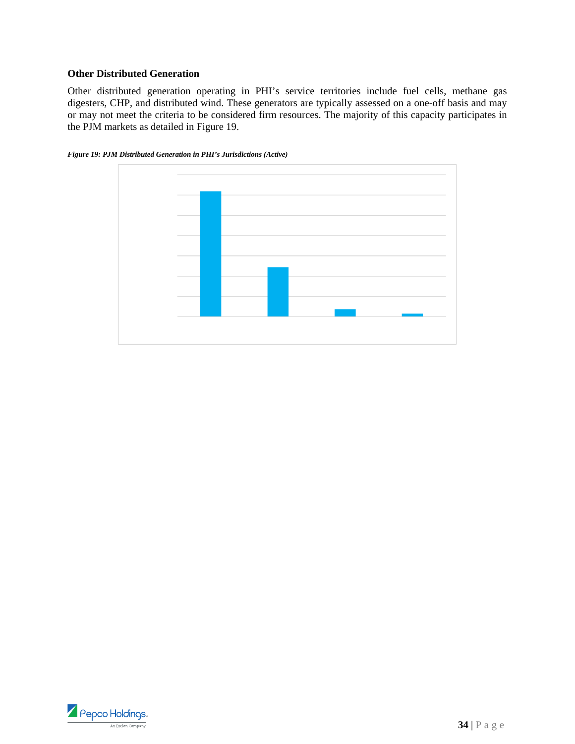### Other Distributed Generation

Other distributed generation operating in PHI's service territories include fuel cells, methane gas digesters, CHP, and distributed wind. These generators are typically assessed on a one-off basis and may or may not meet the criteria to be considered firm resources. The majority of this capacity participates in the PJM markets as detailed in Figure 19.

*Figure 19: PJM Distributed Generation in PHI's Jurisdictions (Active)*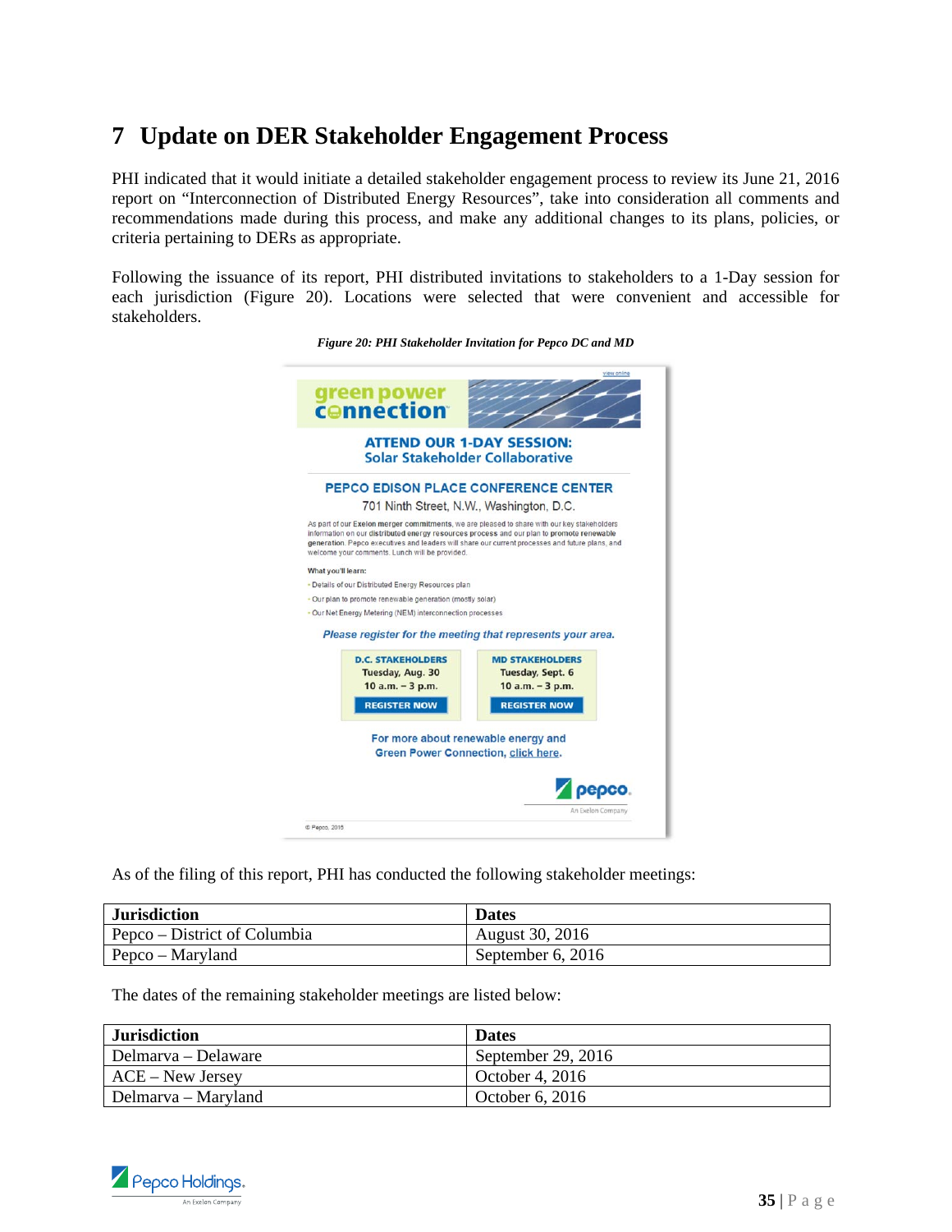# 7 Update on DER Stakeholder Engagement Process

PHI indicated that it would initiate a detailed stakeholder engagement process to review its June 21, 2016 report on "Interconnection of Distributed Energy Resources", take into consideration all comments and recommendations made during this process, and make any additional changes to its plans, policies, or criteria pertaining to DERs as appropriate.

Following the issuance of its report, PHI distributed invitations to stakeholders to a 1-Day session for each jurisdiction (Figure 20). Locations were selected that were convenient and accessible for stakeholders.

*Figure 20: PHI Stakeholder Invitation for Pepco DC and MD*

view online

green power connection

**ATTEND OUR 1-DAY SESSION:**
**Solar Stakeholder Collaborative**

**PEPCO EDISON PLACE CONFERENCE CENTER**
701 Ninth Street, N.W., Washington, D.C.

As part of our **Exelon merger commitments**, we are pleased to share with our key stakeholders information on our **distributed energy resources process** and our plan to **promote renewable generation**. Pepco executives and leaders will share our current processes and future plans, and welcome your comments. Lunch will be provided.

**What you'll learn:**

- Details of our Distributed Energy Resources plan
- Our plan to promote renewable generation (mostly solar)
- Our Net Energy Metering (NEM) interconnection processes

*Please register for the meeting that represents your area.*

| **D.C. STAKEHOLDERS** | **MD STAKEHOLDERS** |
|---|---|
| Tuesday, Aug. 30 | Tuesday, Sept. 6 |
| 10 a.m. – 3 p.m. | 10 a.m. – 3 p.m. |
| REGISTER NOW | REGISTER NOW |

For more about renewable energy and Green Power Connection, click here.

pepco. An Exelon Company

© Pepco, 2016

As of the filing of this report, PHI has conducted the following stakeholder meetings:

| Jurisdiction | Dates |
|---|---|
| Pepco – District of Columbia | August 30, 2016 |
| Pepco – Maryland | September 6, 2016 |

The dates of the remaining stakeholder meetings are listed below:

| Jurisdiction | Dates |
|---|---|
| Delmarva – Delaware | September 29, 2016 |
| ACE – New Jersey | October 4, 2016 |
| Delmarva – Maryland | October 6, 2016 |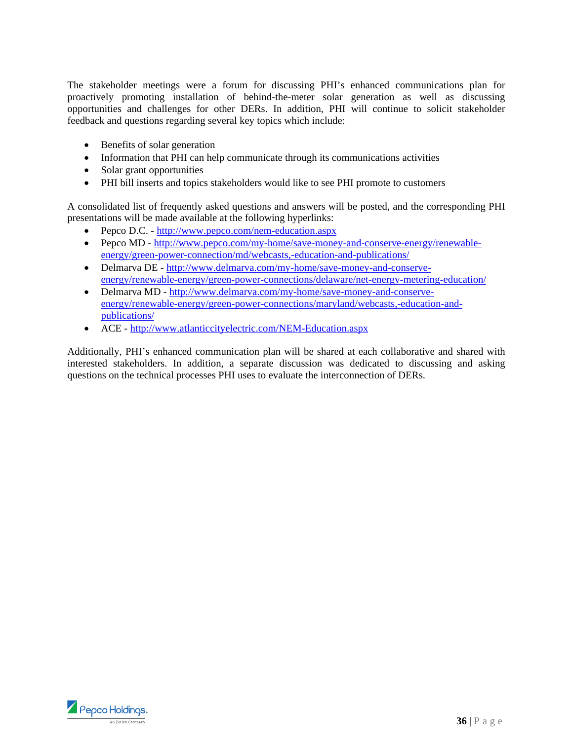The stakeholder meetings were a forum for discussing PHI's enhanced communications plan for proactively promoting installation of behind-the-meter solar generation as well as discussing opportunities and challenges for other DERs. In addition, PHI will continue to solicit stakeholder feedback and questions regarding several key topics which include:

- Benefits of solar generation
- Information that PHI can help communicate through its communications activities
- Solar grant opportunities
- PHI bill inserts and topics stakeholders would like to see PHI promote to customers

A consolidated list of frequently asked questions and answers will be posted, and the corresponding PHI presentations will be made available at the following hyperlinks:

- Pepco D.C. - http://www.pepco.com/nem-education.aspx
- Pepco MD - http://www.pepco.com/my-home/save-money-and-conserve-energy/renewable-energy/green-power-connection/md/webcasts,-education-and-publications/
- Delmarva DE - http://www.delmarva.com/my-home/save-money-and-conserve-energy/renewable-energy/green-power-connections/delaware/net-energy-metering-education/
- Delmarva MD - http://www.delmarva.com/my-home/save-money-and-conserve-energy/renewable-energy/green-power-connections/maryland/webcasts,-education-and-publications/
- ACE - http://www.atlanticcityelectric.com/NEM-Education.aspx

Additionally, PHI's enhanced communication plan will be shared at each collaborative and shared with interested stakeholders. In addition, a separate discussion was dedicated to discussing and asking questions on the technical processes PHI uses to evaluate the interconnection of DERs.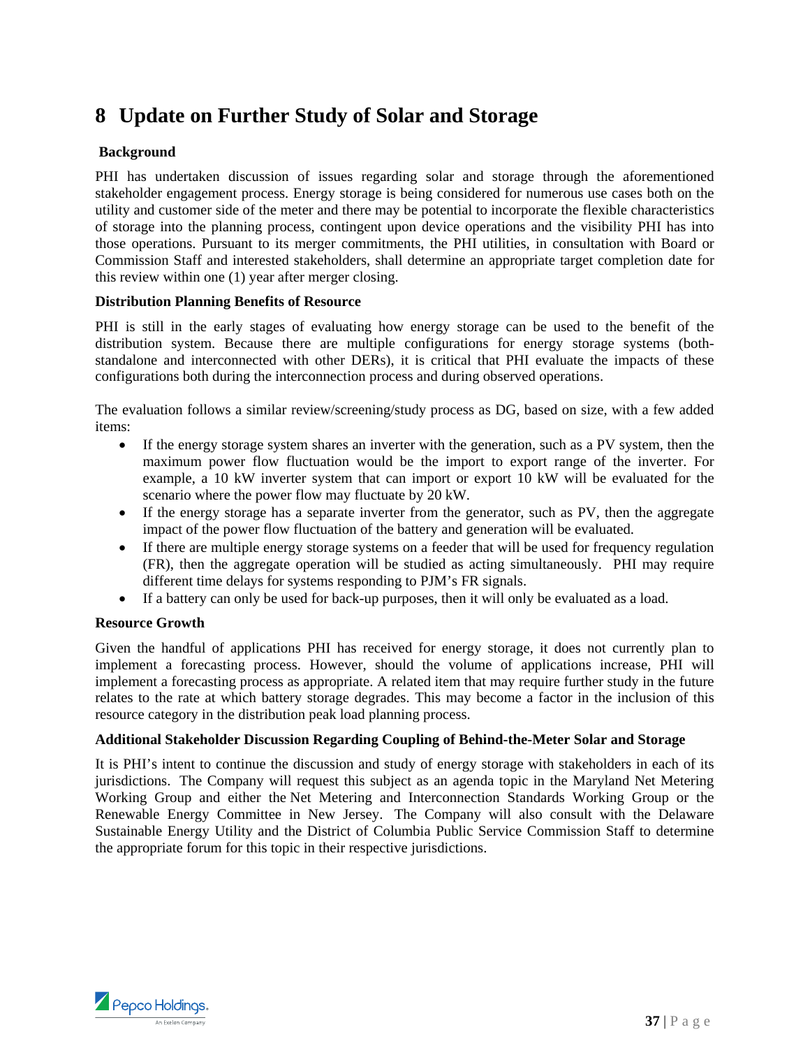# 8 Update on Further Study of Solar and Storage

**Background**

PHI has undertaken discussion of issues regarding solar and storage through the aforementioned stakeholder engagement process. Energy storage is being considered for numerous use cases both on the utility and customer side of the meter and there may be potential to incorporate the flexible characteristics of storage into the planning process, contingent upon device operations and the visibility PHI has into those operations. Pursuant to its merger commitments, the PHI utilities, in consultation with Board or Commission Staff and interested stakeholders, shall determine an appropriate target completion date for this review within one (1) year after merger closing.

**Distribution Planning Benefits of Resource**

PHI is still in the early stages of evaluating how energy storage can be used to the benefit of the distribution system. Because there are multiple configurations for energy storage systems (both-standalone and interconnected with other DERs), it is critical that PHI evaluate the impacts of these configurations both during the interconnection process and during observed operations.

The evaluation follows a similar review/screening/study process as DG, based on size, with a few added items:

- If the energy storage system shares an inverter with the generation, such as a PV system, then the maximum power flow fluctuation would be the import to export range of the inverter. For example, a 10 kW inverter system that can import or export 10 kW will be evaluated for the scenario where the power flow may fluctuate by 20 kW.
- If the energy storage has a separate inverter from the generator, such as PV, then the aggregate impact of the power flow fluctuation of the battery and generation will be evaluated.
- If there are multiple energy storage systems on a feeder that will be used for frequency regulation (FR), then the aggregate operation will be studied as acting simultaneously. PHI may require different time delays for systems responding to PJM's FR signals.
- If a battery can only be used for back-up purposes, then it will only be evaluated as a load.

**Resource Growth**

Given the handful of applications PHI has received for energy storage, it does not currently plan to implement a forecasting process. However, should the volume of applications increase, PHI will implement a forecasting process as appropriate. A related item that may require further study in the future relates to the rate at which battery storage degrades. This may become a factor in the inclusion of this resource category in the distribution peak load planning process.

**Additional Stakeholder Discussion Regarding Coupling of Behind-the-Meter Solar and Storage**

It is PHI's intent to continue the discussion and study of energy storage with stakeholders in each of its jurisdictions. The Company will request this subject as an agenda topic in the Maryland Net Metering Working Group and either the Net Metering and Interconnection Standards Working Group or the Renewable Energy Committee in New Jersey. The Company will also consult with the Delaware Sustainable Energy Utility and the District of Columbia Public Service Commission Staff to determine the appropriate forum for this topic in their respective jurisdictions.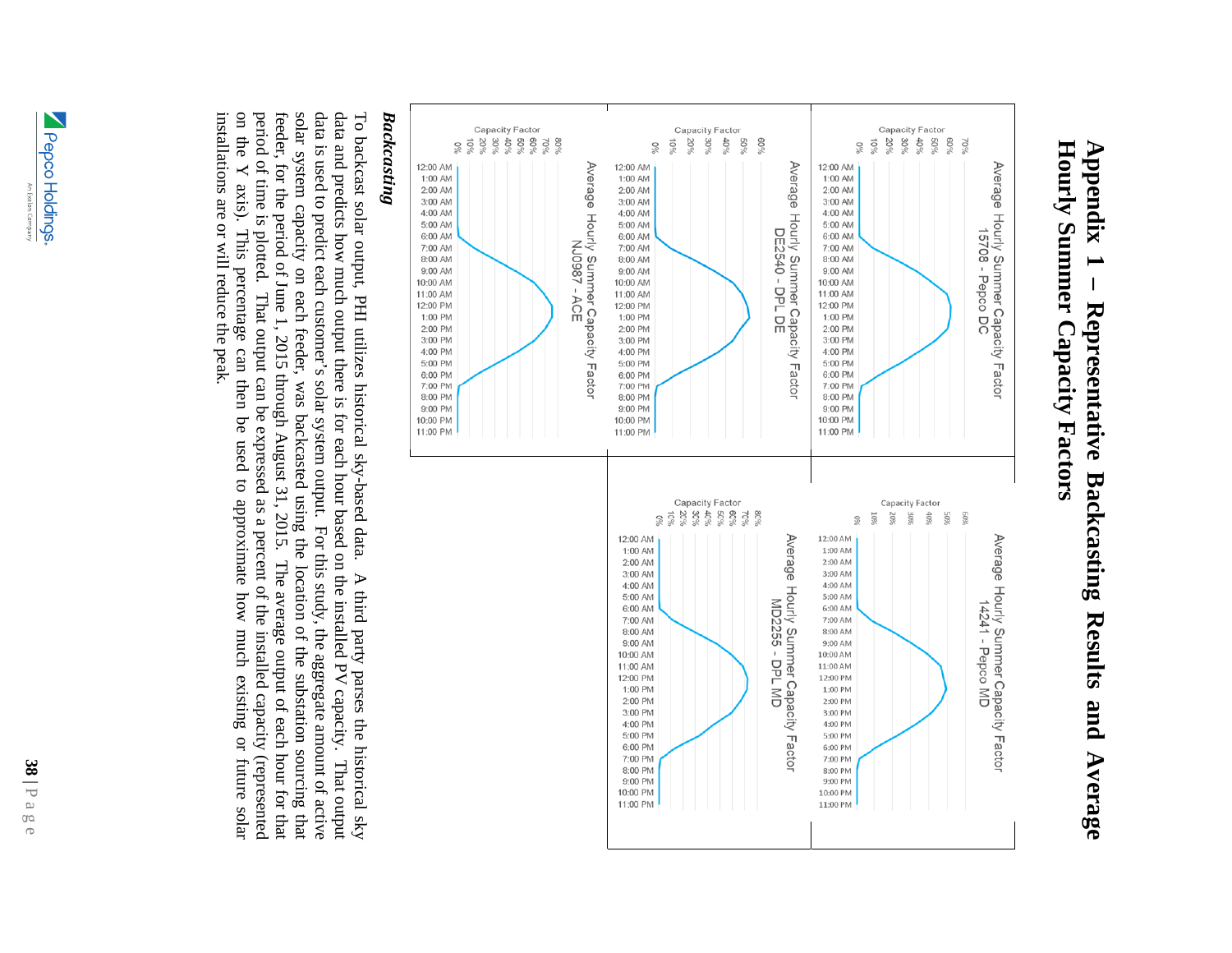# Appendix 1 – Representative Backcasting Results and Average Hourly Summer Capacity Factors

Average Hourly Summer Capacity Factor
15708 - Pepco DC

Capacity Factor
70%
60%
50%
40%
30%
20%
10%
0%

12:00 AM
1:00 AM
2:00 AM
3:00 AM
4:00 AM
5:00 AM
6:00 AM
7:00 AM
8:00 AM
9:00 AM
10:00 AM
11:00 AM
12:00 PM
1:00 PM
2:00 PM
3:00 PM
4:00 PM
5:00 PM
6:00 PM
7:00 PM
8:00 PM
9:00 PM
10:00 PM
11:00 PM

Average Hourly Summer Capacity Factor
14241 - Pepco MD

Capacity Factor
60%
50%
40%
30%
20%
10%
0%

12:00 AM
1:00 AM
2:00 AM
3:00 AM
4:00 AM
5:00 AM
6:00 AM
7:00 AM
8:00 AM
9:00 AM
10:00 AM
11:00 AM
12:00 PM
1:00 PM
2:00 PM
3:00 PM
4:00 PM
5:00 PM
6:00 PM
7:00 PM
8:00 PM
9:00 PM
10:00 PM
11:00 PM

Average Hourly Summer Capacity Factor
DE2540 - DPL DE

Capacity Factor
60%
50%
40%
30%
20%
10%
0%

12:00 AM
1:00 AM
2:00 AM
3:00 AM
4:00 AM
5:00 AM
6:00 AM
7:00 AM
8:00 AM
9:00 AM
10:00 AM
11:00 AM
12:00 PM
1:00 PM
2:00 PM
3:00 PM
4:00 PM
5:00 PM
6:00 PM
7:00 PM
8:00 PM
9:00 PM
10:00 PM
11:00 PM

Average Hourly Summer Capacity Factor
MD2255 - DPL MD

Capacity Factor
80%
70%
60%
50%
40%
30%
20%
10%
0%

12:00 AM
1:00 AM
2:00 AM
3:00 AM
4:00 AM
5:00 AM
6:00 AM
7:00 AM
8:00 AM
9:00 AM
10:00 AM
11:00 AM
12:00 PM
1:00 PM
2:00 PM
3:00 PM
4:00 PM
5:00 PM
6:00 PM
7:00 PM
8:00 PM
9:00 PM
10:00 PM
11:00 PM

Average Hourly Summer Capacity Factor
NJ0987 - ACE

Capacity Factor
80%
70%
60%
50%
40%
30%
20%
10%
0%

12:00 AM
1:00 AM
2:00 AM
3:00 AM
4:00 AM
5:00 AM
6:00 AM
7:00 AM
8:00 AM
9:00 AM
10:00 AM
11:00 AM
12:00 PM
1:00 PM
2:00 PM
3:00 PM
4:00 PM
5:00 PM
6:00 PM
7:00 PM
8:00 PM
9:00 PM
10:00 PM
11:00 PM

### *Backcasting*

To backcast solar output, PHI utilizes historical sky-based data. A third party parses the historical sky data and predicts how much output there is for each hour based on the installed PV capacity. That output data is used to predict each customer's solar system output. For this study, the aggregate amount of active solar system capacity on each feeder, was backcasted using the location of the substation sourcing that feeder, for the period of June 1, 2015 through August 31, 2015. The average output of each hour for that period of time is plotted. That output can be expressed as a percent of the installed capacity (represented on the Y axis). This percentage can then be used to approximate how much existing or future solar installations are or will reduce the peak.